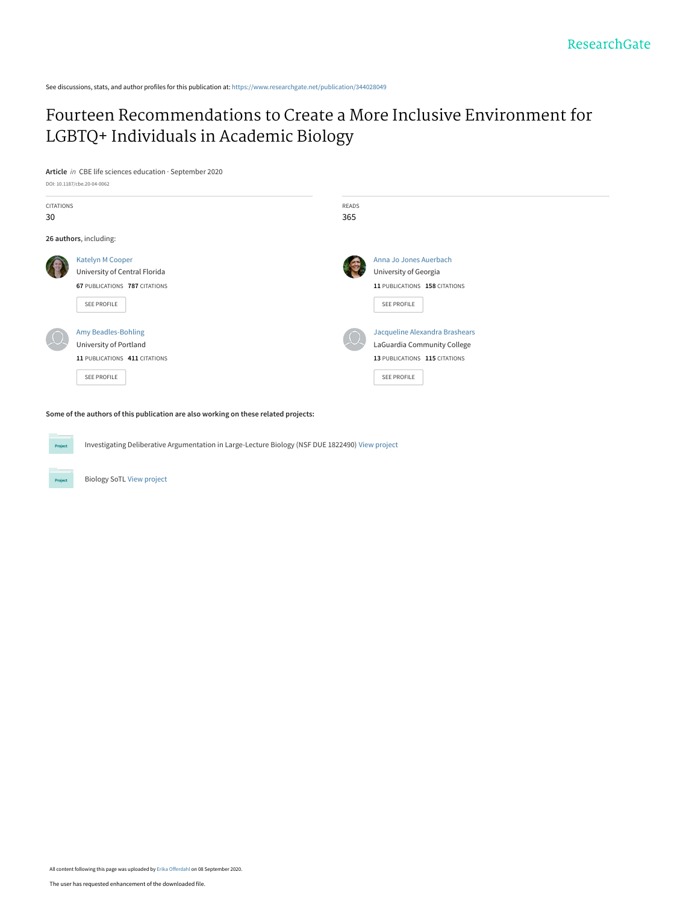ResearchGate

See discussions, stats, and author profiles for this publication at: https://www.researchgate.net/publication/344028049

# Fourteen Recommendations to Create a More Inclusive Environment for LGBTQ+ Individuals in Academic Biology

**Article** *in* CBE life sciences education · September 2020

DOI: 10.1187/cbe.20-04-0062

CITATIONS
30

READS
365

**26 authors**, including:

Katelyn M Cooper
University of Central Florida
**67** PUBLICATIONS **787** CITATIONS
SEE PROFILE

Anna Jo Jones Auerbach
University of Georgia
**11** PUBLICATIONS **158** CITATIONS
SEE PROFILE

Amy Beadles-Bohling
University of Portland
**11** PUBLICATIONS **411** CITATIONS
SEE PROFILE

Jacqueline Alexandra Brashears
LaGuardia Community College
**13** PUBLICATIONS **115** CITATIONS
SEE PROFILE

**Some of the authors of this publication are also working on these related projects:**

Project: Investigating Deliberative Argumentation in Large-Lecture Biology (NSF DUE 1822490) View project

Project: Biology SoTL View project

All content following this page was uploaded by Erika Offerdahl on 08 September 2020.

The user has requested enhancement of the downloaded file.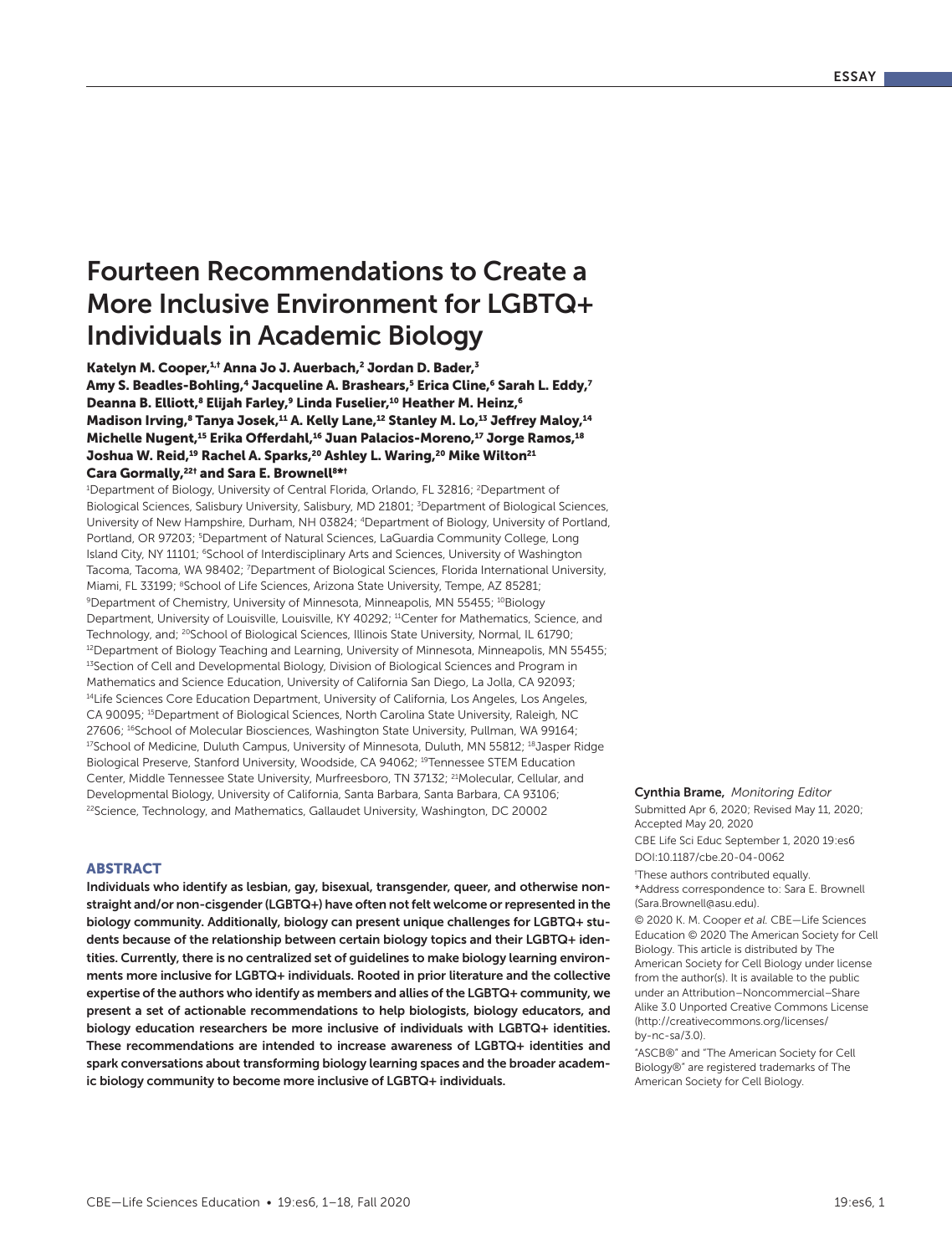# Fourteen Recommendations to Create a More Inclusive Environment for LGBTQ+ Individuals in Academic Biology

**Katelyn M. Cooper,[1,†] Anna Jo J. Auerbach,[2] Jordan D. Bader,[3] Amy S. Beadles-Bohling,[4] Jacqueline A. Brashears,[5] Erica Cline,[6] Sarah L. Eddy,[7] Deanna B. Elliott,[8] Elijah Farley,[9] Linda Fuselier,[10] Heather M. Heinz,[6] Madison Irving,[8] Tanya Josek,[11] A. Kelly Lane,[12] Stanley M. Lo,[13] Jeffrey Maloy,[14] Michelle Nugent,[15] Erika Offerdahl,[16] Juan Palacios-Moreno,[17] Jorge Ramos,[18] Joshua W. Reid,[19] Rachel A. Sparks,[20] Ashley L. Waring,[20] Mike Wilton[21] Cara Gormally,[22†] and Sara E. Brownell[8*†]**

[1]Department of Biology, University of Central Florida, Orlando, FL 32816; [2]Department of Biological Sciences, Salisbury University, Salisbury, MD 21801; [3]Department of Biological Sciences, University of New Hampshire, Durham, NH 03824; [4]Department of Biology, University of Portland, Portland, OR 97203; [5]Department of Natural Sciences, LaGuardia Community College, Long Island City, NY 11101; [6]School of Interdisciplinary Arts and Sciences, University of Washington Tacoma, Tacoma, WA 98402; [7]Department of Biological Sciences, Florida International University, Miami, FL 33199; [8]School of Life Sciences, Arizona State University, Tempe, AZ 85281; [9]Department of Chemistry, University of Minnesota, Minneapolis, MN 55455; [10]Biology Department, University of Louisville, Louisville, KY 40292; [11]Center for Mathematics, Science, and Technology, and; [20]School of Biological Sciences, Illinois State University, Normal, IL 61790; [12]Department of Biology Teaching and Learning, University of Minnesota, Minneapolis, MN 55455; [13]Section of Cell and Developmental Biology, Division of Biological Sciences and Program in Mathematics and Science Education, University of California San Diego, La Jolla, CA 92093; [14]Life Sciences Core Education Department, University of California, Los Angeles, Los Angeles, CA 90095; [15]Department of Biological Sciences, North Carolina State University, Raleigh, NC 27606; [16]School of Molecular Biosciences, Washington State University, Pullman, WA 99164; [17]School of Medicine, Duluth Campus, University of Minnesota, Duluth, MN 55812; [18]Jasper Ridge Biological Preserve, Stanford University, Woodside, CA 94062; [19]Tennessee STEM Education Center, Middle Tennessee State University, Murfreesboro, TN 37132; [21]Molecular, Cellular, and Developmental Biology, University of California, Santa Barbara, Santa Barbara, CA 93106; [22]Science, Technology, and Mathematics, Gallaudet University, Washington, DC 20002

## ABSTRACT

**Individuals who identify as lesbian, gay, bisexual, transgender, queer, and otherwise non-straight and/or non-cisgender (LGBTQ+) have often not felt welcome or represented in the biology community. Additionally, biology can present unique challenges for LGBTQ+ students because of the relationship between certain biology topics and their LGBTQ+ identities. Currently, there is no centralized set of guidelines to make biology learning environments more inclusive for LGBTQ+ individuals. Rooted in prior literature and the collective expertise of the authors who identify as members and allies of the LGBTQ+ community, we present a set of actionable recommendations to help biologists, biology educators, and biology education researchers be more inclusive of individuals with LGBTQ+ identities. These recommendations are intended to increase awareness of LGBTQ+ identities and spark conversations about transforming biology learning spaces and the broader academic biology community to become more inclusive of LGBTQ+ individuals.**

**Cynthia Brame,** *Monitoring Editor*

Submitted Apr 6, 2020; Revised May 11, 2020; Accepted May 20, 2020

CBE Life Sci Educ September 1, 2020 19:es6

DOI:10.1187/cbe.20-04-0062

[†]These authors contributed equally.

*Address correspondence to: Sara E. Brownell (Sara.Brownell@asu.edu).

© 2020 K. M. Cooper *et al.* CBE—Life Sciences Education © 2020 The American Society for Cell Biology. This article is distributed by The American Society for Cell Biology under license from the author(s). It is available to the public under an Attribution–Noncommercial–Share Alike 3.0 Unported Creative Commons License (http://creativecommons.org/licenses/by-nc-sa/3.0).

"ASCB®" and "The American Society for Cell Biology®" are registered trademarks of The American Society for Cell Biology.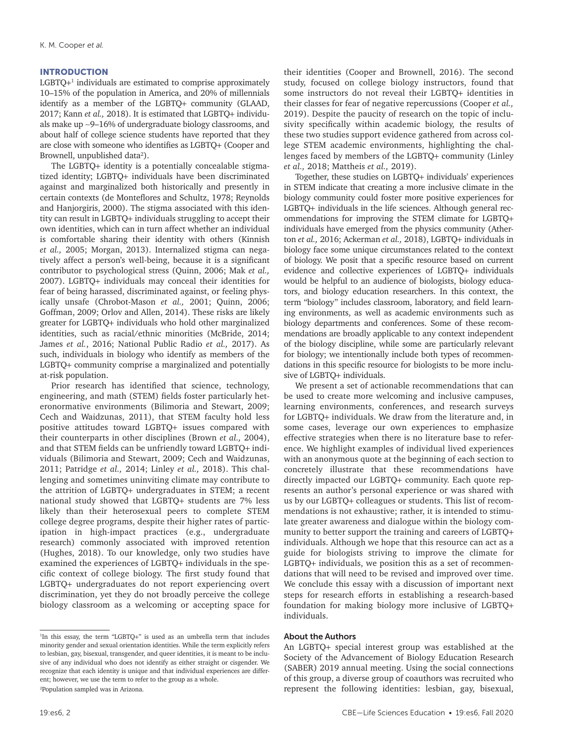## INTRODUCTION

LGBTQ+[1] individuals are estimated to comprise approximately 10–15% of the population in America, and 20% of millennials identify as a member of the LGBTQ+ community (GLAAD, 2017; Kann *et al.,* 2018). It is estimated that LGBTQ+ individuals make up ~9–16% of undergraduate biology classrooms, and about half of college science students have reported that they are close with someone who identifies as LGBTQ+ (Cooper and Brownell, unpublished data[2]).

The LGBTQ+ identity is a potentially concealable stigmatized identity; LGBTQ+ individuals have been discriminated against and marginalized both historically and presently in certain contexts (de Monteflores and Schultz, 1978; Reynolds and Hanjorgiris, 2000). The stigma associated with this identity can result in LGBTQ+ individuals struggling to accept their own identities, which can in turn affect whether an individual is comfortable sharing their identity with others (Kinnish *et al.,* 2005; Morgan, 2013). Internalized stigma can negatively affect a person's well-being, because it is a significant contributor to psychological stress (Quinn, 2006; Mak *et al.,* 2007). LGBTQ+ individuals may conceal their identities for fear of being harassed, discriminated against, or feeling physically unsafe (Chrobot-Mason *et al.,* 2001; Quinn, 2006; Goffman, 2009; Orlov and Allen, 2014). These risks are likely greater for LGBTQ+ individuals who hold other marginalized identities, such as racial/ethnic minorities (McBride, 2014; James *et al.*, 2016; National Public Radio *et al.,* 2017). As such, individuals in biology who identify as members of the LGBTQ+ community comprise a marginalized and potentially at-risk population.

Prior research has identified that science, technology, engineering, and math (STEM) fields foster particularly heteronormative environments (Bilimoria and Stewart, 2009; Cech and Waidzunas, 2011), that STEM faculty hold less positive attitudes toward LGBTQ+ issues compared with their counterparts in other disciplines (Brown *et al.,* 2004), and that STEM fields can be unfriendly toward LGBTQ+ individuals (Bilimoria and Stewart, 2009; Cech and Waidzunas, 2011; Patridge *et al.,* 2014; Linley *et al.,* 2018). This challenging and sometimes uninviting climate may contribute to the attrition of LGBTQ+ undergraduates in STEM; a recent national study showed that LGBTQ+ students are 7% less likely than their heterosexual peers to complete STEM college degree programs, despite their higher rates of participation in high-impact practices (e.g., undergraduate research) commonly associated with improved retention (Hughes, 2018). To our knowledge, only two studies have examined the experiences of LGBTQ+ individuals in the specific context of college biology. The first study found that LGBTQ+ undergraduates do not report experiencing overt discrimination, yet they do not broadly perceive the college biology classroom as a welcoming or accepting space for their identities (Cooper and Brownell, 2016). The second study, focused on college biology instructors, found that some instructors do not reveal their LGBTQ+ identities in their classes for fear of negative repercussions (Cooper *et al.,* 2019). Despite the paucity of research on the topic of inclusivity specifically within academic biology, the results of these two studies support evidence gathered from across college STEM academic environments, highlighting the challenges faced by members of the LGBTQ+ community (Linley *et al.,* 2018; Mattheis *et al.,* 2019).

Together, these studies on LGBTQ+ individuals' experiences in STEM indicate that creating a more inclusive climate in the biology community could foster more positive experiences for LGBTQ+ individuals in the life sciences. Although general recommendations for improving the STEM climate for LGBTQ+ individuals have emerged from the physics community (Atherton *et al.,* 2016; Ackerman *et al.,* 2018), LGBTQ+ individuals in biology face some unique circumstances related to the context of biology. We posit that a specific resource based on current evidence and collective experiences of LGBTQ+ individuals would be helpful to an audience of biologists, biology educators, and biology education researchers. In this context, the term "biology" includes classroom, laboratory, and field learning environments, as well as academic environments such as biology departments and conferences. Some of these recommendations are broadly applicable to any context independent of the biology discipline, while some are particularly relevant for biology; we intentionally include both types of recommendations in this specific resource for biologists to be more inclusive of LGBTQ+ individuals.

We present a set of actionable recommendations that can be used to create more welcoming and inclusive campuses, learning environments, conferences, and research surveys for LGBTQ+ individuals. We draw from the literature and, in some cases, leverage our own experiences to emphasize effective strategies when there is no literature base to reference. We highlight examples of individual lived experiences with an anonymous quote at the beginning of each section to concretely illustrate that these recommendations have directly impacted our LGBTQ+ community. Each quote represents an author's personal experience or was shared with us by our LGBTQ+ colleagues or students. This list of recommendations is not exhaustive; rather, it is intended to stimulate greater awareness and dialogue within the biology community to better support the training and careers of LGBTQ+ individuals. Although we hope that this resource can act as a guide for biologists striving to improve the climate for LGBTQ+ individuals, we position this as a set of recommendations that will need to be revised and improved over time. We conclude this essay with a discussion of important next steps for research efforts in establishing a research-based foundation for making biology more inclusive of LGBTQ+ individuals.

### About the Authors

An LGBTQ+ special interest group was established at the Society of the Advancement of Biology Education Research (SABER) 2019 annual meeting. Using the social connections of this group, a diverse group of coauthors was recruited who represent the following identities: lesbian, gay, bisexual,

---

[1]In this essay, the term "LGBTQ+" is used as an umbrella term that includes minority gender and sexual orientation identities. While the term explicitly refers to lesbian, gay, bisexual, transgender, and queer identities, it is meant to be inclusive of any individual who does not identify as either straight or cisgender. We recognize that each identity is unique and that individual experiences are different; however, we use the term to refer to the group as a whole.

[2]Population sampled was in Arizona.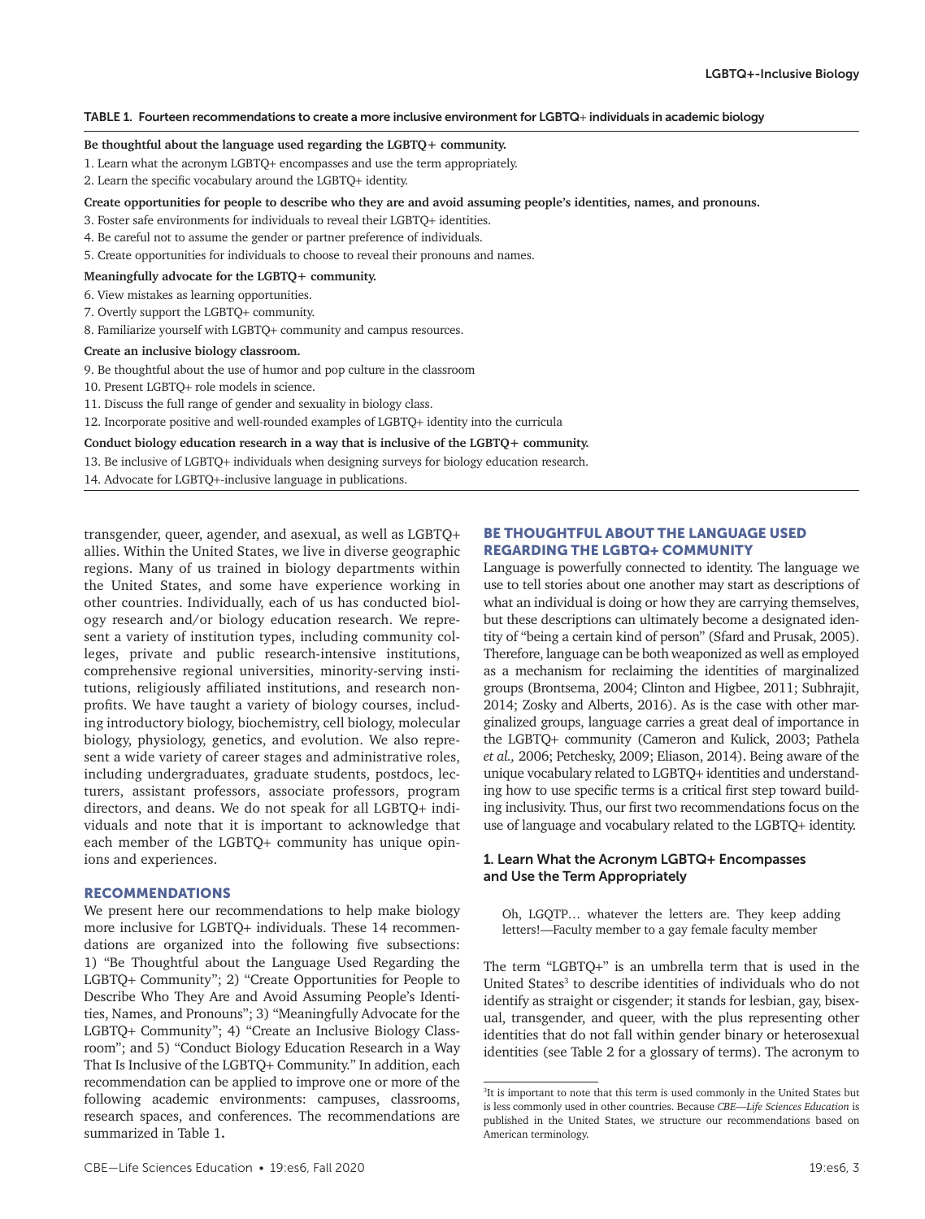TABLE 1. Fourteen recommendations to create a more inclusive environment for LGBTQ+ individuals in academic biology

| |
|---|
| **Be thoughtful about the language used regarding the LGBTQ+ community.** |
| 1. Learn what the acronym LGBTQ+ encompasses and use the term appropriately. |
| 2. Learn the specific vocabulary around the LGBTQ+ identity. |
| **Create opportunities for people to describe who they are and avoid assuming people's identities, names, and pronouns.** |
| 3. Foster safe environments for individuals to reveal their LGBTQ+ identities. |
| 4. Be careful not to assume the gender or partner preference of individuals. |
| 5. Create opportunities for individuals to choose to reveal their pronouns and names. |
| **Meaningfully advocate for the LGBTQ+ community.** |
| 6. View mistakes as learning opportunities. |
| 7. Overtly support the LGBTQ+ community. |
| 8. Familiarize yourself with LGBTQ+ community and campus resources. |
| **Create an inclusive biology classroom.** |
| 9. Be thoughtful about the use of humor and pop culture in the classroom |
| 10. Present LGBTQ+ role models in science. |
| 11. Discuss the full range of gender and sexuality in biology class. |
| 12. Incorporate positive and well-rounded examples of LGBTQ+ identity into the curricula |
| **Conduct biology education research in a way that is inclusive of the LGBTQ+ community.** |
| 13. Be inclusive of LGBTQ+ individuals when designing surveys for biology education research. |
| 14. Advocate for LGBTQ+-inclusive language in publications. |

transgender, queer, agender, and asexual, as well as LGBTQ+ allies. Within the United States, we live in diverse geographic regions. Many of us trained in biology departments within the United States, and some have experience working in other countries. Individually, each of us has conducted biology research and/or biology education research. We represent a variety of institution types, including community colleges, private and public research-intensive institutions, comprehensive regional universities, minority-serving institutions, religiously affiliated institutions, and research nonprofits. We have taught a variety of biology courses, including introductory biology, biochemistry, cell biology, molecular biology, physiology, genetics, and evolution. We also represent a wide variety of career stages and administrative roles, including undergraduates, graduate students, postdocs, lecturers, assistant professors, associate professors, program directors, and deans. We do not speak for all LGBTQ+ individuals and note that it is important to acknowledge that each member of the LGBTQ+ community has unique opinions and experiences.

## RECOMMENDATIONS

We present here our recommendations to help make biology more inclusive for LGBTQ+ individuals. These 14 recommendations are organized into the following five subsections: 1) "Be Thoughtful about the Language Used Regarding the LGBTQ+ Community"; 2) "Create Opportunities for People to Describe Who They Are and Avoid Assuming People's Identities, Names, and Pronouns"; 3) "Meaningfully Advocate for the LGBTQ+ Community"; 4) "Create an Inclusive Biology Classroom"; and 5) "Conduct Biology Education Research in a Way That Is Inclusive of the LGBTQ+ Community." In addition, each recommendation can be applied to improve one or more of the following academic environments: campuses, classrooms, research spaces, and conferences. The recommendations are summarized in Table 1.

## BE THOUGHTFUL ABOUT THE LANGUAGE USED REGARDING THE LGBTQ+ COMMUNITY

Language is powerfully connected to identity. The language we use to tell stories about one another may start as descriptions of what an individual is doing or how they are carrying themselves, but these descriptions can ultimately become a designated identity of "being a certain kind of person" (Sfard and Prusak, 2005). Therefore, language can be both weaponized as well as employed as a mechanism for reclaiming the identities of marginalized groups (Brontsema, 2004; Clinton and Higbee, 2011; Subhrajit, 2014; Zosky and Alberts, 2016). As is the case with other marginalized groups, language carries a great deal of importance in the LGBTQ+ community (Cameron and Kulick, 2003; Pathela *et al.,* 2006; Petchesky, 2009; Eliason, 2014). Being aware of the unique vocabulary related to LGBTQ+ identities and understanding how to use specific terms is a critical first step toward building inclusivity. Thus, our first two recommendations focus on the use of language and vocabulary related to the LGBTQ+ identity.

### 1. Learn What the Acronym LGBTQ+ Encompasses and Use the Term Appropriately

> Oh, LGQTP… whatever the letters are. They keep adding letters!—Faculty member to a gay female faculty member

The term "LGBTQ+" is an umbrella term that is used in the United States[3] to describe identities of individuals who do not identify as straight or cisgender; it stands for lesbian, gay, bisexual, transgender, and queer, with the plus representing other identities that do not fall within gender binary or heterosexual identities (see Table 2 for a glossary of terms). The acronym to

[3]It is important to note that this term is used commonly in the United States but is less commonly used in other countries. Because *CBE—Life Sciences Education* is published in the United States, we structure our recommendations based on American terminology.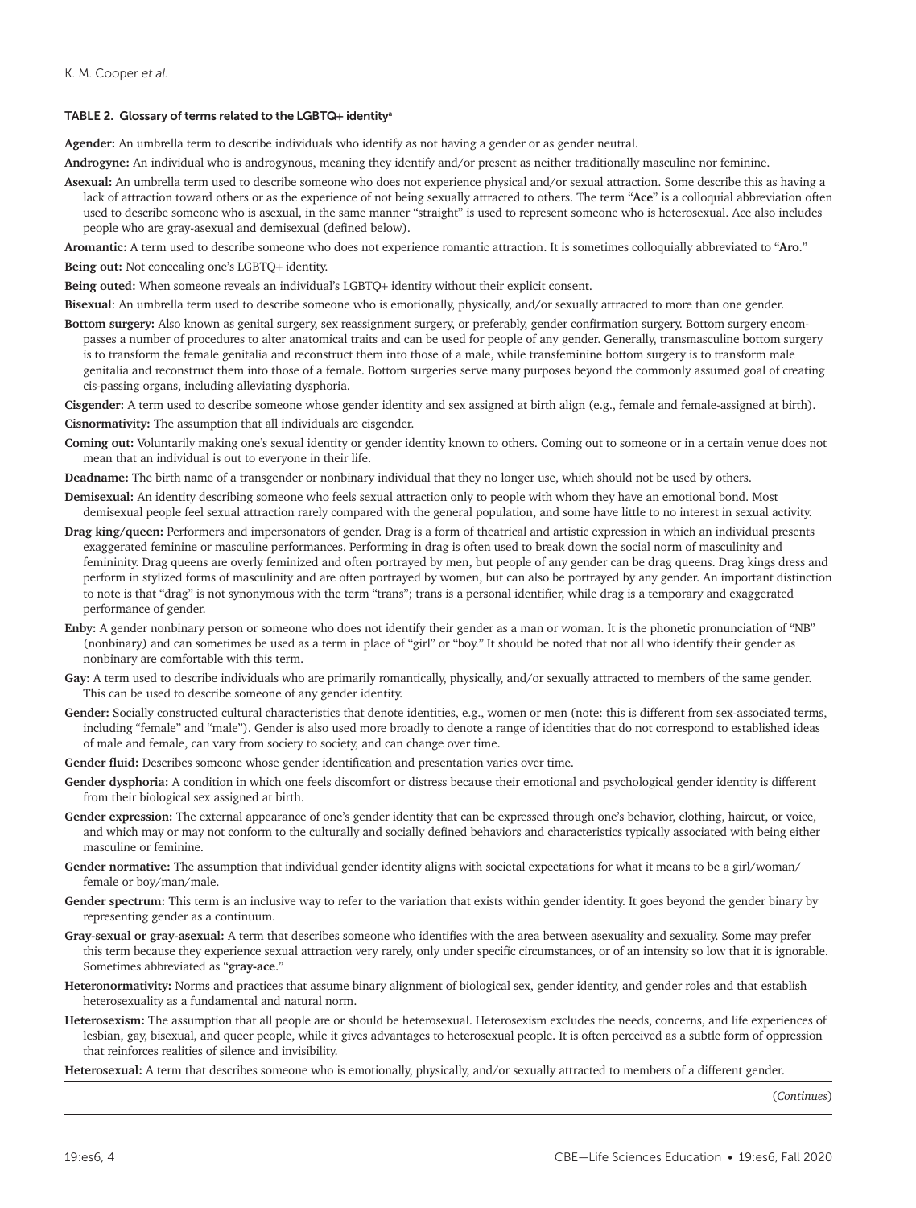**TABLE 2. Glossary of terms related to the LGBTQ+ identity[a]**

**Agender:** An umbrella term to describe individuals who identify as not having a gender or as gender neutral.

**Androgyne:** An individual who is androgynous, meaning they identify and/or present as neither traditionally masculine nor feminine.

**Asexual:** An umbrella term used to describe someone who does not experience physical and/or sexual attraction. Some describe this as having a lack of attraction toward others or as the experience of not being sexually attracted to others. The term "**Ace**" is a colloquial abbreviation often used to describe someone who is asexual, in the same manner "straight" is used to represent someone who is heterosexual. Ace also includes people who are gray-asexual and demisexual (defined below).

**Aromantic:** A term used to describe someone who does not experience romantic attraction. It is sometimes colloquially abbreviated to "**Aro**."

**Being out:** Not concealing one's LGBTQ+ identity.

**Being outed:** When someone reveals an individual's LGBTQ+ identity without their explicit consent.

**Bisexual**: An umbrella term used to describe someone who is emotionally, physically, and/or sexually attracted to more than one gender.

**Bottom surgery:** Also known as genital surgery, sex reassignment surgery, or preferably, gender confirmation surgery. Bottom surgery encompasses a number of procedures to alter anatomical traits and can be used for people of any gender. Generally, transmasculine bottom surgery is to transform the female genitalia and reconstruct them into those of a male, while transfeminine bottom surgery is to transform male genitalia and reconstruct them into those of a female. Bottom surgeries serve many purposes beyond the commonly assumed goal of creating cis-passing organs, including alleviating dysphoria.

**Cisgender:** A term used to describe someone whose gender identity and sex assigned at birth align (e.g., female and female-assigned at birth).

**Cisnormativity:** The assumption that all individuals are cisgender.

**Coming out:** Voluntarily making one's sexual identity or gender identity known to others. Coming out to someone or in a certain venue does not mean that an individual is out to everyone in their life.

**Deadname:** The birth name of a transgender or nonbinary individual that they no longer use, which should not be used by others.

**Demisexual:** An identity describing someone who feels sexual attraction only to people with whom they have an emotional bond. Most demisexual people feel sexual attraction rarely compared with the general population, and some have little to no interest in sexual activity.

**Drag king/queen:** Performers and impersonators of gender. Drag is a form of theatrical and artistic expression in which an individual presents exaggerated feminine or masculine performances. Performing in drag is often used to break down the social norm of masculinity and femininity. Drag queens are overly feminized and often portrayed by men, but people of any gender can be drag queens. Drag kings dress and perform in stylized forms of masculinity and are often portrayed by women, but can also be portrayed by any gender. An important distinction to note is that "drag" is not synonymous with the term "trans"; trans is a personal identifier, while drag is a temporary and exaggerated performance of gender.

**Enby:** A gender nonbinary person or someone who does not identify their gender as a man or woman. It is the phonetic pronunciation of "NB" (nonbinary) and can sometimes be used as a term in place of "girl" or "boy." It should be noted that not all who identify their gender as nonbinary are comfortable with this term.

**Gay:** A term used to describe individuals who are primarily romantically, physically, and/or sexually attracted to members of the same gender. This can be used to describe someone of any gender identity.

**Gender:** Socially constructed cultural characteristics that denote identities, e.g., women or men (note: this is different from sex-associated terms, including "female" and "male"). Gender is also used more broadly to denote a range of identities that do not correspond to established ideas of male and female, can vary from society to society, and can change over time.

**Gender fluid:** Describes someone whose gender identification and presentation varies over time.

**Gender dysphoria:** A condition in which one feels discomfort or distress because their emotional and psychological gender identity is different from their biological sex assigned at birth.

**Gender expression:** The external appearance of one's gender identity that can be expressed through one's behavior, clothing, haircut, or voice, and which may or may not conform to the culturally and socially defined behaviors and characteristics typically associated with being either masculine or feminine.

**Gender normative:** The assumption that individual gender identity aligns with societal expectations for what it means to be a girl/woman/female or boy/man/male.

**Gender spectrum:** This term is an inclusive way to refer to the variation that exists within gender identity. It goes beyond the gender binary by representing gender as a continuum.

**Gray-sexual or gray-asexual:** A term that describes someone who identifies with the area between asexuality and sexuality. Some may prefer this term because they experience sexual attraction very rarely, only under specific circumstances, or of an intensity so low that it is ignorable. Sometimes abbreviated as "**gray-ace**."

**Heteronormativity:** Norms and practices that assume binary alignment of biological sex, gender identity, and gender roles and that establish heterosexuality as a fundamental and natural norm.

**Heterosexism:** The assumption that all people are or should be heterosexual. Heterosexism excludes the needs, concerns, and life experiences of lesbian, gay, bisexual, and queer people, while it gives advantages to heterosexual people. It is often perceived as a subtle form of oppression that reinforces realities of silence and invisibility.

**Heterosexual:** A term that describes someone who is emotionally, physically, and/or sexually attracted to members of a different gender.

(*Continues*)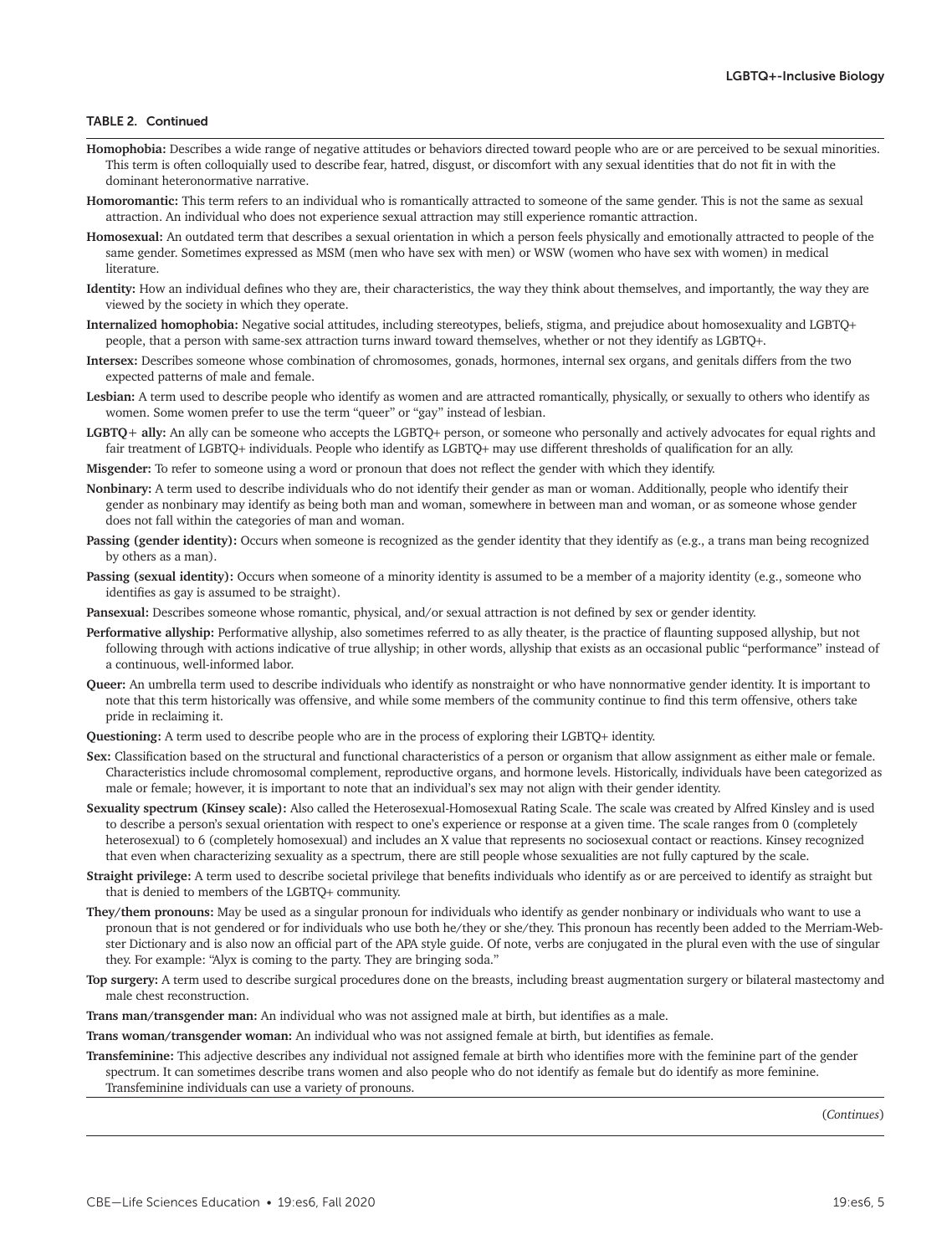TABLE 2. Continued

**Homophobia:** Describes a wide range of negative attitudes or behaviors directed toward people who are or are perceived to be sexual minorities. This term is often colloquially used to describe fear, hatred, disgust, or discomfort with any sexual identities that do not fit in with the dominant heteronormative narrative.

**Homoromantic:** This term refers to an individual who is romantically attracted to someone of the same gender. This is not the same as sexual attraction. An individual who does not experience sexual attraction may still experience romantic attraction.

**Homosexual:** An outdated term that describes a sexual orientation in which a person feels physically and emotionally attracted to people of the same gender. Sometimes expressed as MSM (men who have sex with men) or WSW (women who have sex with women) in medical literature.

**Identity:** How an individual defines who they are, their characteristics, the way they think about themselves, and importantly, the way they are viewed by the society in which they operate.

**Internalized homophobia:** Negative social attitudes, including stereotypes, beliefs, stigma, and prejudice about homosexuality and LGBTQ+ people, that a person with same-sex attraction turns inward toward themselves, whether or not they identify as LGBTQ+.

**Intersex:** Describes someone whose combination of chromosomes, gonads, hormones, internal sex organs, and genitals differs from the two expected patterns of male and female.

**Lesbian:** A term used to describe people who identify as women and are attracted romantically, physically, or sexually to others who identify as women. Some women prefer to use the term "queer" or "gay" instead of lesbian.

**LGBTQ+ ally:** An ally can be someone who accepts the LGBTQ+ person, or someone who personally and actively advocates for equal rights and fair treatment of LGBTQ+ individuals. People who identify as LGBTQ+ may use different thresholds of qualification for an ally.

**Misgender:** To refer to someone using a word or pronoun that does not reflect the gender with which they identify.

**Nonbinary:** A term used to describe individuals who do not identify their gender as man or woman. Additionally, people who identify their gender as nonbinary may identify as being both man and woman, somewhere in between man and woman, or as someone whose gender does not fall within the categories of man and woman.

**Passing (gender identity):** Occurs when someone is recognized as the gender identity that they identify as (e.g., a trans man being recognized by others as a man).

**Passing (sexual identity):** Occurs when someone of a minority identity is assumed to be a member of a majority identity (e.g., someone who identifies as gay is assumed to be straight).

**Pansexual:** Describes someone whose romantic, physical, and/or sexual attraction is not defined by sex or gender identity.

**Performative allyship:** Performative allyship, also sometimes referred to as ally theater, is the practice of flaunting supposed allyship, but not following through with actions indicative of true allyship; in other words, allyship that exists as an occasional public "performance" instead of a continuous, well-informed labor.

**Queer:** An umbrella term used to describe individuals who identify as nonstraight or who have nonnormative gender identity. It is important to note that this term historically was offensive, and while some members of the community continue to find this term offensive, others take pride in reclaiming it.

**Questioning:** A term used to describe people who are in the process of exploring their LGBTQ+ identity.

**Sex:** Classification based on the structural and functional characteristics of a person or organism that allow assignment as either male or female. Characteristics include chromosomal complement, reproductive organs, and hormone levels. Historically, individuals have been categorized as male or female; however, it is important to note that an individual's sex may not align with their gender identity.

**Sexuality spectrum (Kinsey scale):** Also called the Heterosexual-Homosexual Rating Scale. The scale was created by Alfred Kinsley and is used to describe a person's sexual orientation with respect to one's experience or response at a given time. The scale ranges from 0 (completely heterosexual) to 6 (completely homosexual) and includes an X value that represents no sociosexual contact or reactions. Kinsey recognized that even when characterizing sexuality as a spectrum, there are still people whose sexualities are not fully captured by the scale.

**Straight privilege:** A term used to describe societal privilege that benefits individuals who identify as or are perceived to identify as straight but that is denied to members of the LGBTQ+ community.

**They/them pronouns:** May be used as a singular pronoun for individuals who identify as gender nonbinary or individuals who want to use a pronoun that is not gendered or for individuals who use both he/they or she/they. This pronoun has recently been added to the Merriam-Webster Dictionary and is also now an official part of the APA style guide. Of note, verbs are conjugated in the plural even with the use of singular they. For example: "Alyx is coming to the party. They are bringing soda."

**Top surgery:** A term used to describe surgical procedures done on the breasts, including breast augmentation surgery or bilateral mastectomy and male chest reconstruction.

**Trans man/transgender man:** An individual who was not assigned male at birth, but identifies as a male.

**Trans woman/transgender woman:** An individual who was not assigned female at birth, but identifies as female.

**Transfeminine:** This adjective describes any individual not assigned female at birth who identifies more with the feminine part of the gender spectrum. It can sometimes describe trans women and also people who do not identify as female but do identify as more feminine. Transfeminine individuals can use a variety of pronouns.

(*Continues*)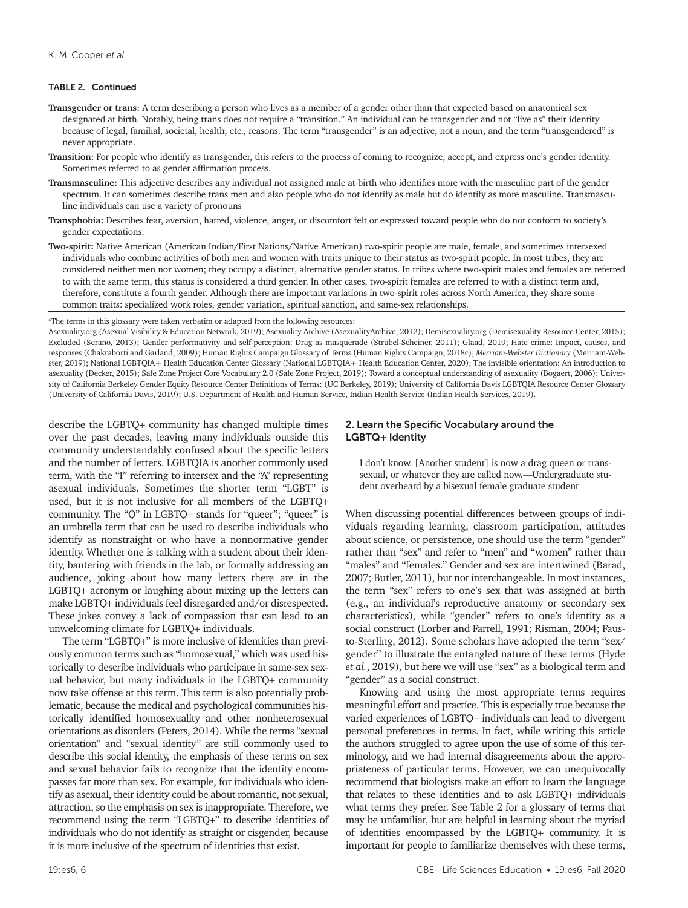**TABLE 2. Continued**

**Transgender or trans:** A term describing a person who lives as a member of a gender other than that expected based on anatomical sex designated at birth. Notably, being trans does not require a "transition." An individual can be transgender and not "live as" their identity because of legal, familial, societal, health, etc., reasons. The term "transgender" is an adjective, not a noun, and the term "transgendered" is never appropriate.

**Transition:** For people who identify as transgender, this refers to the process of coming to recognize, accept, and express one's gender identity. Sometimes referred to as gender affirmation process.

**Transmasculine:** This adjective describes any individual not assigned male at birth who identifies more with the masculine part of the gender spectrum. It can sometimes describe trans men and also people who do not identify as male but do identify as more masculine. Transmasculine individuals can use a variety of pronouns

**Transphobia:** Describes fear, aversion, hatred, violence, anger, or discomfort felt or expressed toward people who do not conform to society's gender expectations.

**Two-spirit:** Native American (American Indian/First Nations/Native American) two-spirit people are male, female, and sometimes intersexed individuals who combine activities of both men and women with traits unique to their status as two-spirit people. In most tribes, they are considered neither men nor women; they occupy a distinct, alternative gender status. In tribes where two-spirit males and females are referred to with the same term, this status is considered a third gender. In other cases, two-spirit females are referred to with a distinct term and, therefore, constitute a fourth gender. Although there are important variations in two-spirit roles across North America, they share some common traits: specialized work roles, gender variation, spiritual sanction, and same-sex relationships.

[a]The terms in this glossary were taken verbatim or adapted from the following resources:
Asexuality.org (Asexual Visibility & Education Network, 2019); Asexuality Archive (AsexualityArchive, 2012); Demisexuality.org (Demisexuality Resource Center, 2015); Excluded (Serano, 2013); Gender performativity and self-perception: Drag as masquerade (Strübel-Scheiner, 2011); Glaad, 2019; Hate crime: Impact, causes, and responses (Chakraborti and Garland, 2009); Human Rights Campaign Glossary of Terms (Human Rights Campaign, 2018c); *Merriam-Webster Dictionary* (Merriam-Webster, 2019); National LGBTQIA+ Health Education Center Glossary (National LGBTQIA+ Health Education Center, 2020); The invisible orientation: An introduction to asexuality (Decker, 2015); Safe Zone Project Core Vocabulary 2.0 (Safe Zone Project, 2019); Toward a conceptual understanding of asexuality (Bogaert, 2006); University of California Berkeley Gender Equity Resource Center Definitions of Terms: (UC Berkeley, 2019); University of California Davis LGBTQIA Resource Center Glossary (University of California Davis, 2019); U.S. Department of Health and Human Service, Indian Health Service (Indian Health Services, 2019).

describe the LGBTQ+ community has changed multiple times over the past decades, leaving many individuals outside this community understandably confused about the specific letters and the number of letters. LGBTQIA is another commonly used term, with the "I" referring to intersex and the "A" representing asexual individuals. Sometimes the shorter term "LGBT" is used, but it is not inclusive for all members of the LGBTQ+ community. The "Q" in LGBTQ+ stands for "queer"; "queer" is an umbrella term that can be used to describe individuals who identify as nonstraight or who have a nonnormative gender identity. Whether one is talking with a student about their identity, bantering with friends in the lab, or formally addressing an audience, joking about how many letters there are in the LGBTQ+ acronym or laughing about mixing up the letters can make LGBTQ+ individuals feel disregarded and/or disrespected. These jokes convey a lack of compassion that can lead to an unwelcoming climate for LGBTQ+ individuals.

The term "LGBTQ+" is more inclusive of identities than previously common terms such as "homosexual," which was used historically to describe individuals who participate in same-sex sexual behavior, but many individuals in the LGBTQ+ community now take offense at this term. This term is also potentially problematic, because the medical and psychological communities historically identified homosexuality and other nonheterosexual orientations as disorders (Peters, 2014). While the terms "sexual orientation" and "sexual identity" are still commonly used to describe this social identity, the emphasis of these terms on sex and sexual behavior fails to recognize that the identity encompasses far more than sex. For example, for individuals who identify as asexual, their identity could be about romantic, not sexual, attraction, so the emphasis on sex is inappropriate. Therefore, we recommend using the term "LGBTQ+" to describe identities of individuals who do not identify as straight or cisgender, because it is more inclusive of the spectrum of identities that exist.

## 2. Learn the Specific Vocabulary around the LGBTQ+ Identity

> I don't know. [Another student] is now a drag queen or transsexual, or whatever they are called now.—Undergraduate student overheard by a bisexual female graduate student

When discussing potential differences between groups of individuals regarding learning, classroom participation, attitudes about science, or persistence, one should use the term "gender" rather than "sex" and refer to "men" and "women" rather than "males" and "females." Gender and sex are intertwined (Barad, 2007; Butler, 2011), but not interchangeable. In most instances, the term "sex" refers to one's sex that was assigned at birth (e.g., an individual's reproductive anatomy or secondary sex characteristics), while "gender" refers to one's identity as a social construct (Lorber and Farrell, 1991; Risman, 2004; Fausto-Sterling, 2012). Some scholars have adopted the term "sex/gender" to illustrate the entangled nature of these terms (Hyde *et al.*, 2019), but here we will use "sex" as a biological term and "gender" as a social construct.

Knowing and using the most appropriate terms requires meaningful effort and practice. This is especially true because the varied experiences of LGBTQ+ individuals can lead to divergent personal preferences in terms. In fact, while writing this article the authors struggled to agree upon the use of some of this terminology, and we had internal disagreements about the appropriateness of particular terms. However, we can unequivocally recommend that biologists make an effort to learn the language that relates to these identities and to ask LGBTQ+ individuals what terms they prefer. See Table 2 for a glossary of terms that may be unfamiliar, but are helpful in learning about the myriad of identities encompassed by the LGBTQ+ community. It is important for people to familiarize themselves with these terms,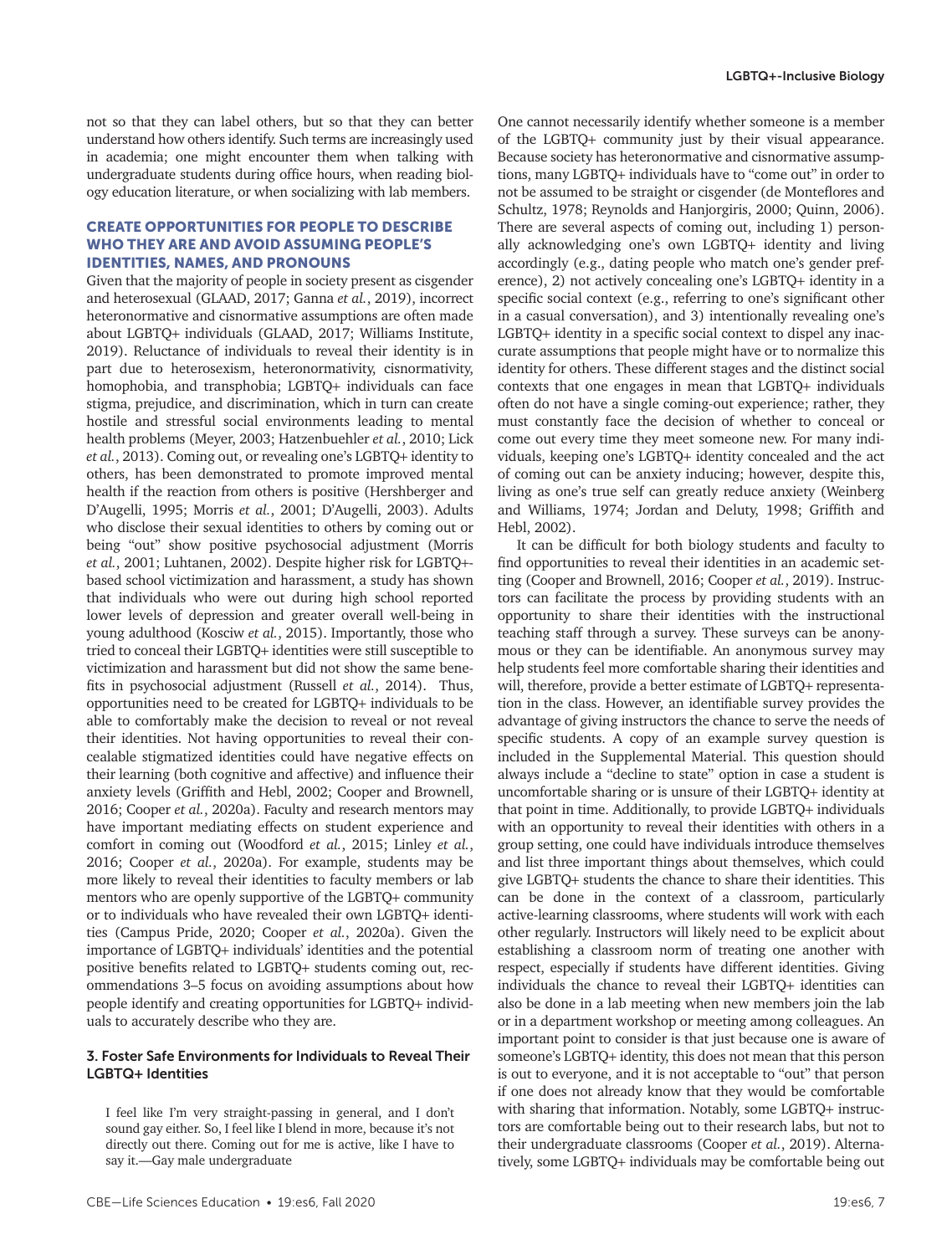not so that they can label others, but so that they can better understand how others identify. Such terms are increasingly used in academia; one might encounter them when talking with undergraduate students during office hours, when reading biology education literature, or when socializing with lab members.

## CREATE OPPORTUNITIES FOR PEOPLE TO DESCRIBE WHO THEY ARE AND AVOID ASSUMING PEOPLE'S IDENTITIES, NAMES, AND PRONOUNS

Given that the majority of people in society present as cisgender and heterosexual (GLAAD, 2017; Ganna *et al.*, 2019), incorrect heteronormative and cisnormative assumptions are often made about LGBTQ+ individuals (GLAAD, 2017; Williams Institute, 2019). Reluctance of individuals to reveal their identity is in part due to heterosexism, heteronormativity, cisnormativity, homophobia, and transphobia; LGBTQ+ individuals can face stigma, prejudice, and discrimination, which in turn can create hostile and stressful social environments leading to mental health problems (Meyer, 2003; Hatzenbuehler *et al.*, 2010; Lick *et al.*, 2013). Coming out, or revealing one's LGBTQ+ identity to others, has been demonstrated to promote improved mental health if the reaction from others is positive (Hershberger and D'Augelli, 1995; Morris *et al.*, 2001; D'Augelli, 2003). Adults who disclose their sexual identities to others by coming out or being "out" show positive psychosocial adjustment (Morris *et al.*, 2001; Luhtanen, 2002). Despite higher risk for LGBTQ+-based school victimization and harassment, a study has shown that individuals who were out during high school reported lower levels of depression and greater overall well-being in young adulthood (Kosciw *et al.*, 2015). Importantly, those who tried to conceal their LGBTQ+ identities were still susceptible to victimization and harassment but did not show the same benefits in psychosocial adjustment (Russell *et al.*, 2014). Thus, opportunities need to be created for LGBTQ+ individuals to be able to comfortably make the decision to reveal or not reveal their identities. Not having opportunities to reveal their concealable stigmatized identities could have negative effects on their learning (both cognitive and affective) and influence their anxiety levels (Griffith and Hebl, 2002; Cooper and Brownell, 2016; Cooper *et al.*, 2020a). Faculty and research mentors may have important mediating effects on student experience and comfort in coming out (Woodford *et al.*, 2015; Linley *et al.*, 2016; Cooper *et al.*, 2020a). For example, students may be more likely to reveal their identities to faculty members or lab mentors who are openly supportive of the LGBTQ+ community or to individuals who have revealed their own LGBTQ+ identities (Campus Pride, 2020; Cooper *et al.*, 2020a). Given the importance of LGBTQ+ individuals' identities and the potential positive benefits related to LGBTQ+ students coming out, recommendations 3–5 focus on avoiding assumptions about how people identify and creating opportunities for LGBTQ+ individuals to accurately describe who they are.

### 3. Foster Safe Environments for Individuals to Reveal Their LGBTQ+ Identities

> I feel like I'm very straight-passing in general, and I don't sound gay either. So, I feel like I blend in more, because it's not directly out there. Coming out for me is active, like I have to say it.—Gay male undergraduate

One cannot necessarily identify whether someone is a member of the LGBTQ+ community just by their visual appearance. Because society has heteronormative and cisnormative assumptions, many LGBTQ+ individuals have to "come out" in order to not be assumed to be straight or cisgender (de Monteflores and Schultz, 1978; Reynolds and Hanjorgiris, 2000; Quinn, 2006). There are several aspects of coming out, including 1) personally acknowledging one's own LGBTQ+ identity and living accordingly (e.g., dating people who match one's gender preference), 2) not actively concealing one's LGBTQ+ identity in a specific social context (e.g., referring to one's significant other in a casual conversation), and 3) intentionally revealing one's LGBTQ+ identity in a specific social context to dispel any inaccurate assumptions that people might have or to normalize this identity for others. These different stages and the distinct social contexts that one engages in mean that LGBTQ+ individuals often do not have a single coming-out experience; rather, they must constantly face the decision of whether to conceal or come out every time they meet someone new. For many individuals, keeping one's LGBTQ+ identity concealed and the act of coming out can be anxiety inducing; however, despite this, living as one's true self can greatly reduce anxiety (Weinberg and Williams, 1974; Jordan and Deluty, 1998; Griffith and Hebl, 2002).

It can be difficult for both biology students and faculty to find opportunities to reveal their identities in an academic setting (Cooper and Brownell, 2016; Cooper *et al.*, 2019). Instructors can facilitate the process by providing students with an opportunity to share their identities with the instructional teaching staff through a survey. These surveys can be anonymous or they can be identifiable. An anonymous survey may help students feel more comfortable sharing their identities and will, therefore, provide a better estimate of LGBTQ+ representation in the class. However, an identifiable survey provides the advantage of giving instructors the chance to serve the needs of specific students. A copy of an example survey question is included in the Supplemental Material. This question should always include a "decline to state" option in case a student is uncomfortable sharing or is unsure of their LGBTQ+ identity at that point in time. Additionally, to provide LGBTQ+ individuals with an opportunity to reveal their identities with others in a group setting, one could have individuals introduce themselves and list three important things about themselves, which could give LGBTQ+ students the chance to share their identities. This can be done in the context of a classroom, particularly active-learning classrooms, where students will work with each other regularly. Instructors will likely need to be explicit about establishing a classroom norm of treating one another with respect, especially if students have different identities. Giving individuals the chance to reveal their LGBTQ+ identities can also be done in a lab meeting when new members join the lab or in a department workshop or meeting among colleagues. An important point to consider is that just because one is aware of someone's LGBTQ+ identity, this does not mean that this person is out to everyone, and it is not acceptable to "out" that person if one does not already know that they would be comfortable with sharing that information. Notably, some LGBTQ+ instructors are comfortable being out to their research labs, but not to their undergraduate classrooms (Cooper *et al.*, 2019). Alternatively, some LGBTQ+ individuals may be comfortable being out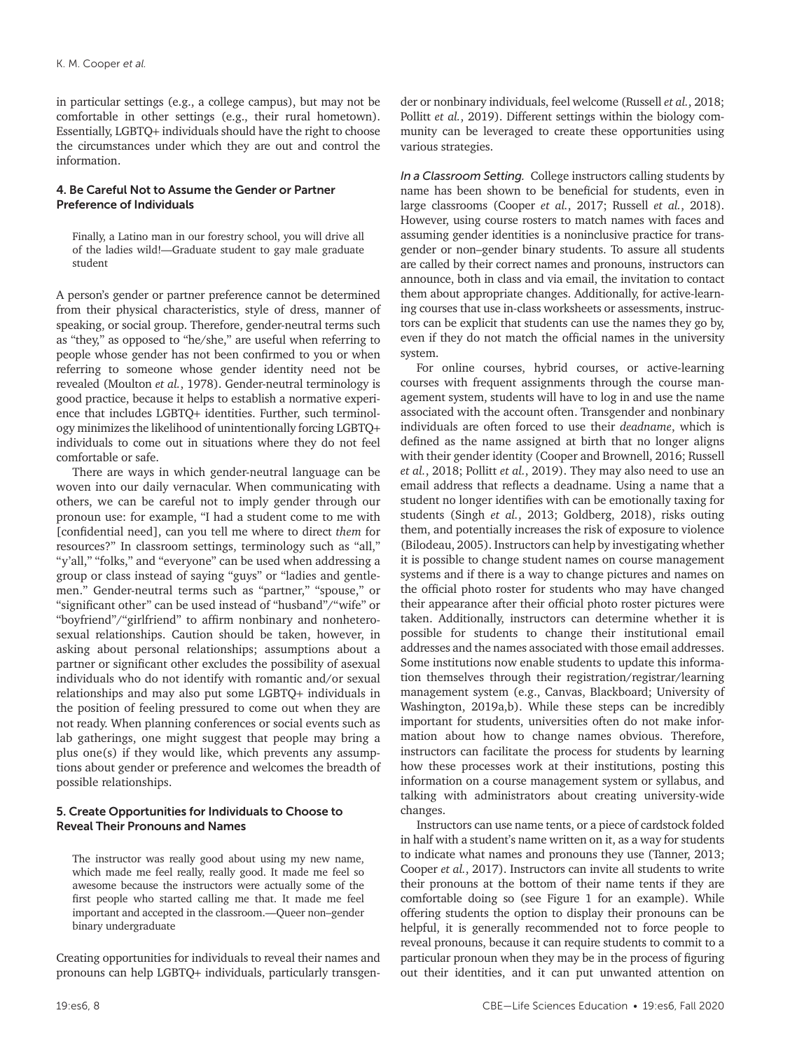in particular settings (e.g., a college campus), but may not be comfortable in other settings (e.g., their rural hometown). Essentially, LGBTQ+ individuals should have the right to choose the circumstances under which they are out and control the information.

### 4. Be Careful Not to Assume the Gender or Partner Preference of Individuals

> Finally, a Latino man in our forestry school, you will drive all of the ladies wild!—Graduate student to gay male graduate student

A person's gender or partner preference cannot be determined from their physical characteristics, style of dress, manner of speaking, or social group. Therefore, gender-neutral terms such as "they," as opposed to "he/she," are useful when referring to people whose gender has not been confirmed to you or when referring to someone whose gender identity need not be revealed (Moulton *et al.*, 1978). Gender-neutral terminology is good practice, because it helps to establish a normative experience that includes LGBTQ+ identities. Further, such terminology minimizes the likelihood of unintentionally forcing LGBTQ+ individuals to come out in situations where they do not feel comfortable or safe.

There are ways in which gender-neutral language can be woven into our daily vernacular. When communicating with others, we can be careful not to imply gender through our pronoun use: for example, "I had a student come to me with [confidential need], can you tell me where to direct *them* for resources?" In classroom settings, terminology such as "all," "y'all," "folks," and "everyone" can be used when addressing a group or class instead of saying "guys" or "ladies and gentlemen." Gender-neutral terms such as "partner," "spouse," or "significant other" can be used instead of "husband"/"wife" or "boyfriend"/"girlfriend" to affirm nonbinary and nonheterosexual relationships. Caution should be taken, however, in asking about personal relationships; assumptions about a partner or significant other excludes the possibility of asexual individuals who do not identify with romantic and/or sexual relationships and may also put some LGBTQ+ individuals in the position of feeling pressured to come out when they are not ready. When planning conferences or social events such as lab gatherings, one might suggest that people may bring a plus one(s) if they would like, which prevents any assumptions about gender or preference and welcomes the breadth of possible relationships.

### 5. Create Opportunities for Individuals to Choose to Reveal Their Pronouns and Names

> The instructor was really good about using my new name, which made me feel really, really good. It made me feel so awesome because the instructors were actually some of the first people who started calling me that. It made me feel important and accepted in the classroom.—Queer non–gender binary undergraduate

Creating opportunities for individuals to reveal their names and pronouns can help LGBTQ+ individuals, particularly transgender or nonbinary individuals, feel welcome (Russell *et al.*, 2018; Pollitt *et al.*, 2019). Different settings within the biology community can be leveraged to create these opportunities using various strategies.

*In a Classroom Setting.* College instructors calling students by name has been shown to be beneficial for students, even in large classrooms (Cooper *et al.*, 2017; Russell *et al.*, 2018). However, using course rosters to match names with faces and assuming gender identities is a noninclusive practice for transgender or non–gender binary students. To assure all students are called by their correct names and pronouns, instructors can announce, both in class and via email, the invitation to contact them about appropriate changes. Additionally, for active-learning courses that use in-class worksheets or assessments, instructors can be explicit that students can use the names they go by, even if they do not match the official names in the university system.

For online courses, hybrid courses, or active-learning courses with frequent assignments through the course management system, students will have to log in and use the name associated with the account often. Transgender and nonbinary individuals are often forced to use their *deadname*, which is defined as the name assigned at birth that no longer aligns with their gender identity (Cooper and Brownell, 2016; Russell *et al.*, 2018; Pollitt *et al.*, 2019). They may also need to use an email address that reflects a deadname. Using a name that a student no longer identifies with can be emotionally taxing for students (Singh *et al.*, 2013; Goldberg, 2018), risks outing them, and potentially increases the risk of exposure to violence (Bilodeau, 2005). Instructors can help by investigating whether it is possible to change student names on course management systems and if there is a way to change pictures and names on the official photo roster for students who may have changed their appearance after their official photo roster pictures were taken. Additionally, instructors can determine whether it is possible for students to change their institutional email addresses and the names associated with those email addresses. Some institutions now enable students to update this information themselves through their registration/registrar/learning management system (e.g., Canvas, Blackboard; University of Washington, 2019a,b). While these steps can be incredibly important for students, universities often do not make information about how to change names obvious. Therefore, instructors can facilitate the process for students by learning how these processes work at their institutions, posting this information on a course management system or syllabus, and talking with administrators about creating university-wide changes.

Instructors can use name tents, or a piece of cardstock folded in half with a student's name written on it, as a way for students to indicate what names and pronouns they use (Tanner, 2013; Cooper *et al.*, 2017). Instructors can invite all students to write their pronouns at the bottom of their name tents if they are comfortable doing so (see Figure 1 for an example). While offering students the option to display their pronouns can be helpful, it is generally recommended not to force people to reveal pronouns, because it can require students to commit to a particular pronoun when they may be in the process of figuring out their identities, and it can put unwanted attention on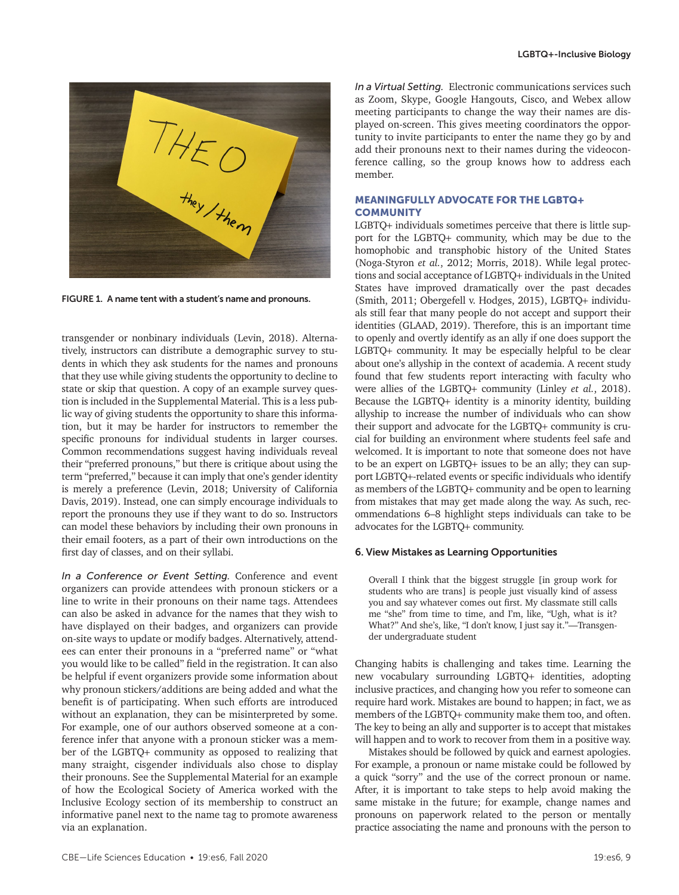FIGURE 1. A name tent with a student's name and pronouns.

transgender or nonbinary individuals (Levin, 2018). Alternatively, instructors can distribute a demographic survey to students in which they ask students for the names and pronouns that they use while giving students the opportunity to decline to state or skip that question. A copy of an example survey question is included in the Supplemental Material. This is a less public way of giving students the opportunity to share this information, but it may be harder for instructors to remember the specific pronouns for individual students in larger courses. Common recommendations suggest having individuals reveal their "preferred pronouns," but there is critique about using the term "preferred," because it can imply that one's gender identity is merely a preference (Levin, 2018; University of California Davis, 2019). Instead, one can simply encourage individuals to report the pronouns they use if they want to do so. Instructors can model these behaviors by including their own pronouns in their email footers, as a part of their own introductions on the first day of classes, and on their syllabi.

*In a Conference or Event Setting.* Conference and event organizers can provide attendees with pronoun stickers or a line to write in their pronouns on their name tags. Attendees can also be asked in advance for the names that they wish to have displayed on their badges, and organizers can provide on-site ways to update or modify badges. Alternatively, attendees can enter their pronouns in a "preferred name" or "what you would like to be called" field in the registration. It can also be helpful if event organizers provide some information about why pronoun stickers/additions are being added and what the benefit is of participating. When such efforts are introduced without an explanation, they can be misinterpreted by some. For example, one of our authors observed someone at a conference infer that anyone with a pronoun sticker was a member of the LGBTQ+ community as opposed to realizing that many straight, cisgender individuals also chose to display their pronouns. See the Supplemental Material for an example of how the Ecological Society of America worked with the Inclusive Ecology section of its membership to construct an informative panel next to the name tag to promote awareness via an explanation.

*In a Virtual Setting.* Electronic communications services such as Zoom, Skype, Google Hangouts, Cisco, and Webex allow meeting participants to change the way their names are displayed on-screen. This gives meeting coordinators the opportunity to invite participants to enter the name they go by and add their pronouns next to their names during the videoconference calling, so the group knows how to address each member.

## MEANINGFULLY ADVOCATE FOR THE LGBTQ+ COMMUNITY

LGBTQ+ individuals sometimes perceive that there is little support for the LGBTQ+ community, which may be due to the homophobic and transphobic history of the United States (Noga-Styron *et al.*, 2012; Morris, 2018). While legal protections and social acceptance of LGBTQ+ individuals in the United States have improved dramatically over the past decades (Smith, 2011; Obergefell v. Hodges, 2015), LGBTQ+ individuals still fear that many people do not accept and support their identities (GLAAD, 2019). Therefore, this is an important time to openly and overtly identify as an ally if one does support the LGBTQ+ community. It may be especially helpful to be clear about one's allyship in the context of academia. A recent study found that few students report interacting with faculty who were allies of the LGBTQ+ community (Linley *et al.*, 2018). Because the LGBTQ+ identity is a minority identity, building allyship to increase the number of individuals who can show their support and advocate for the LGBTQ+ community is crucial for building an environment where students feel safe and welcomed. It is important to note that someone does not have to be an expert on LGBTQ+ issues to be an ally; they can support LGBTQ+-related events or specific individuals who identify as members of the LGBTQ+ community and be open to learning from mistakes that may get made along the way. As such, recommendations 6–8 highlight steps individuals can take to be advocates for the LGBTQ+ community.

### 6. View Mistakes as Learning Opportunities

> Overall I think that the biggest struggle [in group work for students who are trans] is people just visually kind of assess you and say whatever comes out first. My classmate still calls me "she" from time to time, and I'm, like, "Ugh, what is it? What?" And she's, like, "I don't know, I just say it."—Transgender undergraduate student

Changing habits is challenging and takes time. Learning the new vocabulary surrounding LGBTQ+ identities, adopting inclusive practices, and changing how you refer to someone can require hard work. Mistakes are bound to happen; in fact, we as members of the LGBTQ+ community make them too, and often. The key to being an ally and supporter is to accept that mistakes will happen and to work to recover from them in a positive way.

Mistakes should be followed by quick and earnest apologies. For example, a pronoun or name mistake could be followed by a quick "sorry" and the use of the correct pronoun or name. After, it is important to take steps to help avoid making the same mistake in the future; for example, change names and pronouns on paperwork related to the person or mentally practice associating the name and pronouns with the person to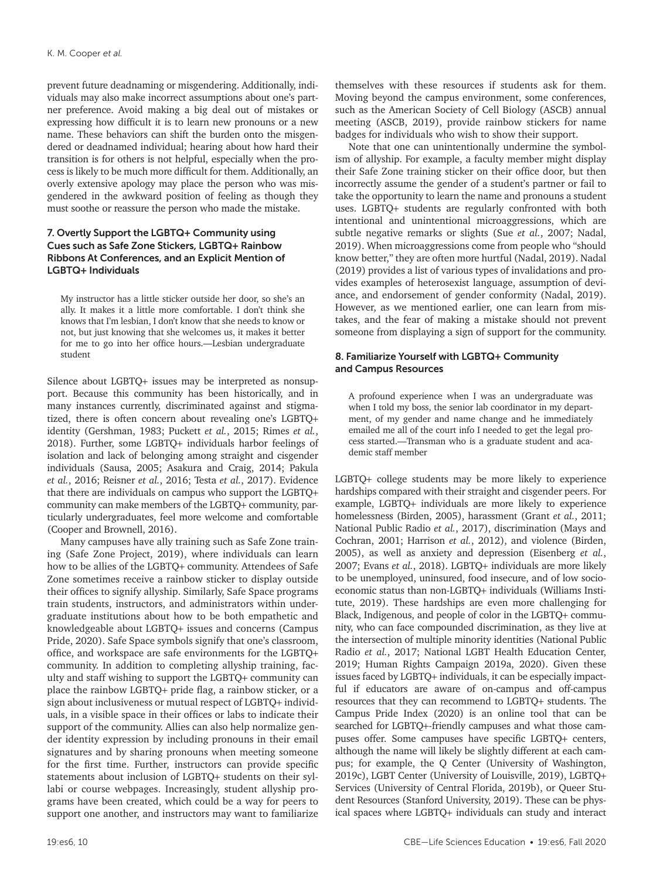prevent future deadnaming or misgendering. Additionally, individuals may also make incorrect assumptions about one's partner preference. Avoid making a big deal out of mistakes or expressing how difficult it is to learn new pronouns or a new name. These behaviors can shift the burden onto the misgendered or deadnamed individual; hearing about how hard their transition is for others is not helpful, especially when the process is likely to be much more difficult for them. Additionally, an overly extensive apology may place the person who was misgendered in the awkward position of feeling as though they must soothe or reassure the person who made the mistake.

### 7. Overtly Support the LGBTQ+ Community using Cues such as Safe Zone Stickers, LGBTQ+ Rainbow Ribbons At Conferences, and an Explicit Mention of LGBTQ+ Individuals

> My instructor has a little sticker outside her door, so she's an ally. It makes it a little more comfortable. I don't think she knows that I'm lesbian, I don't know that she needs to know or not, but just knowing that she welcomes us, it makes it better for me to go into her office hours.—Lesbian undergraduate student

Silence about LGBTQ+ issues may be interpreted as nonsupport. Because this community has been historically, and in many instances currently, discriminated against and stigmatized, there is often concern about revealing one's LGBTQ+ identity (Gershman, 1983; Puckett *et al.*, 2015; Rimes *et al.*, 2018). Further, some LGBTQ+ individuals harbor feelings of isolation and lack of belonging among straight and cisgender individuals (Sausa, 2005; Asakura and Craig, 2014; Pakula *et al.*, 2016; Reisner *et al.*, 2016; Testa *et al.*, 2017). Evidence that there are individuals on campus who support the LGBTQ+ community can make members of the LGBTQ+ community, particularly undergraduates, feel more welcome and comfortable (Cooper and Brownell, 2016).

Many campuses have ally training such as Safe Zone training (Safe Zone Project, 2019), where individuals can learn how to be allies of the LGBTQ+ community. Attendees of Safe Zone sometimes receive a rainbow sticker to display outside their offices to signify allyship. Similarly, Safe Space programs train students, instructors, and administrators within undergraduate institutions about how to be both empathetic and knowledgeable about LGBTQ+ issues and concerns (Campus Pride, 2020). Safe Space symbols signify that one's classroom, office, and workspace are safe environments for the LGBTQ+ community. In addition to completing allyship training, faculty and staff wishing to support the LGBTQ+ community can place the rainbow LGBTQ+ pride flag, a rainbow sticker, or a sign about inclusiveness or mutual respect of LGBTQ+ individuals, in a visible space in their offices or labs to indicate their support of the community. Allies can also help normalize gender identity expression by including pronouns in their email signatures and by sharing pronouns when meeting someone for the first time. Further, instructors can provide specific statements about inclusion of LGBTQ+ students on their syllabi or course webpages. Increasingly, student allyship programs have been created, which could be a way for peers to support one another, and instructors may want to familiarize themselves with these resources if students ask for them. Moving beyond the campus environment, some conferences, such as the American Society of Cell Biology (ASCB) annual meeting (ASCB, 2019), provide rainbow stickers for name badges for individuals who wish to show their support.

Note that one can unintentionally undermine the symbolism of allyship. For example, a faculty member might display their Safe Zone training sticker on their office door, but then incorrectly assume the gender of a student's partner or fail to take the opportunity to learn the name and pronouns a student uses. LGBTQ+ students are regularly confronted with both intentional and unintentional microaggressions, which are subtle negative remarks or slights (Sue *et al.*, 2007; Nadal, 2019). When microaggressions come from people who "should know better," they are often more hurtful (Nadal, 2019). Nadal (2019) provides a list of various types of invalidations and provides examples of heterosexist language, assumption of deviance, and endorsement of gender conformity (Nadal, 2019). However, as we mentioned earlier, one can learn from mistakes, and the fear of making a mistake should not prevent someone from displaying a sign of support for the community.

### 8. Familiarize Yourself with LGBTQ+ Community and Campus Resources

> A profound experience when I was an undergraduate was when I told my boss, the senior lab coordinator in my department, of my gender and name change and he immediately emailed me all of the court info I needed to get the legal process started.—Transman who is a graduate student and academic staff member

LGBTQ+ college students may be more likely to experience hardships compared with their straight and cisgender peers. For example, LGBTQ+ individuals are more likely to experience homelessness (Birden, 2005), harassment (Grant *et al.*, 2011; National Public Radio *et al.*, 2017), discrimination (Mays and Cochran, 2001; Harrison *et al.*, 2012), and violence (Birden, 2005), as well as anxiety and depression (Eisenberg *et al.*, 2007; Evans *et al.*, 2018). LGBTQ+ individuals are more likely to be unemployed, uninsured, food insecure, and of low socioeconomic status than non-LGBTQ+ individuals (Williams Institute, 2019). These hardships are even more challenging for Black, Indigenous, and people of color in the LGBTQ+ community, who can face compounded discrimination, as they live at the intersection of multiple minority identities (National Public Radio *et al.*, 2017; National LGBT Health Education Center, 2019; Human Rights Campaign 2019a, 2020). Given these issues faced by LGBTQ+ individuals, it can be especially impactful if educators are aware of on-campus and off-campus resources that they can recommend to LGBTQ+ students. The Campus Pride Index (2020) is an online tool that can be searched for LGBTQ+-friendly campuses and what those campuses offer. Some campuses have specific LGBTQ+ centers, although the name will likely be slightly different at each campus; for example, the Q Center (University of Washington, 2019c), LGBT Center (University of Louisville, 2019), LGBTQ+ Services (University of Central Florida, 2019b), or Queer Student Resources (Stanford University, 2019). These can be physical spaces where LGBTQ+ individuals can study and interact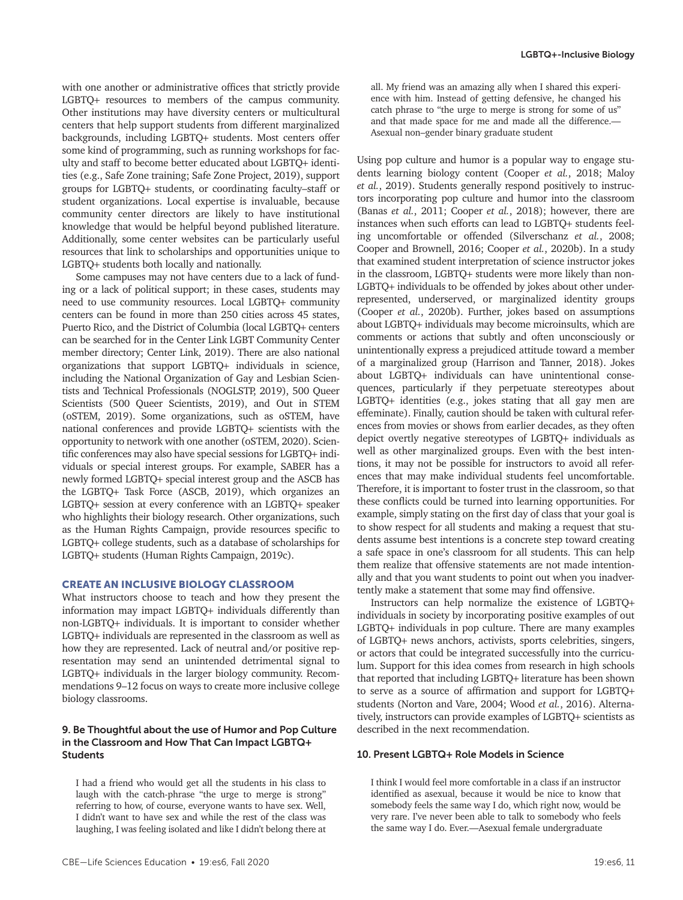with one another or administrative offices that strictly provide LGBTQ+ resources to members of the campus community. Other institutions may have diversity centers or multicultural centers that help support students from different marginalized backgrounds, including LGBTQ+ students. Most centers offer some kind of programming, such as running workshops for faculty and staff to become better educated about LGBTQ+ identities (e.g., Safe Zone training; Safe Zone Project, 2019), support groups for LGBTQ+ students, or coordinating faculty–staff or student organizations. Local expertise is invaluable, because community center directors are likely to have institutional knowledge that would be helpful beyond published literature. Additionally, some center websites can be particularly useful resources that link to scholarships and opportunities unique to LGBTQ+ students both locally and nationally.

Some campuses may not have centers due to a lack of funding or a lack of political support; in these cases, students may need to use community resources. Local LGBTQ+ community centers can be found in more than 250 cities across 45 states, Puerto Rico, and the District of Columbia (local LGBTQ+ centers can be searched for in the Center Link LGBT Community Center member directory; Center Link, 2019). There are also national organizations that support LGBTQ+ individuals in science, including the National Organization of Gay and Lesbian Scientists and Technical Professionals (NOGLSTP, 2019), 500 Queer Scientists (500 Queer Scientists, 2019), and Out in STEM (oSTEM, 2019). Some organizations, such as oSTEM, have national conferences and provide LGBTQ+ scientists with the opportunity to network with one another (oSTEM, 2020). Scientific conferences may also have special sessions for LGBTQ+ individuals or special interest groups. For example, SABER has a newly formed LGBTQ+ special interest group and the ASCB has the LGBTQ+ Task Force (ASCB, 2019), which organizes an LGBTQ+ session at every conference with an LGBTQ+ speaker who highlights their biology research. Other organizations, such as the Human Rights Campaign, provide resources specific to LGBTQ+ college students, such as a database of scholarships for LGBTQ+ students (Human Rights Campaign, 2019c).

## CREATE AN INCLUSIVE BIOLOGY CLASSROOM

What instructors choose to teach and how they present the information may impact LGBTQ+ individuals differently than non-LGBTQ+ individuals. It is important to consider whether LGBTQ+ individuals are represented in the classroom as well as how they are represented. Lack of neutral and/or positive representation may send an unintended detrimental signal to LGBTQ+ individuals in the larger biology community. Recommendations 9–12 focus on ways to create more inclusive college biology classrooms.

### 9. Be Thoughtful about the use of Humor and Pop Culture in the Classroom and How That Can Impact LGBTQ+ Students

> I had a friend who would get all the students in his class to laugh with the catch-phrase "the urge to merge is strong" referring to how, of course, everyone wants to have sex. Well, I didn't want to have sex and while the rest of the class was laughing, I was feeling isolated and like I didn't belong there at all. My friend was an amazing ally when I shared this experience with him. Instead of getting defensive, he changed his catch phrase to "the urge to merge is strong for some of us" and that made space for me and made all the difference.—Asexual non–gender binary graduate student

Using pop culture and humor is a popular way to engage students learning biology content (Cooper *et al.*, 2018; Maloy *et al.*, 2019). Students generally respond positively to instructors incorporating pop culture and humor into the classroom (Banas *et al.*, 2011; Cooper *et al.*, 2018); however, there are instances when such efforts can lead to LGBTQ+ students feeling uncomfortable or offended (Silverschanz *et al.*, 2008; Cooper and Brownell, 2016; Cooper *et al.*, 2020b). In a study that examined student interpretation of science instructor jokes in the classroom, LGBTQ+ students were more likely than non-LGBTQ+ individuals to be offended by jokes about other underrepresented, underserved, or marginalized identity groups (Cooper *et al.*, 2020b). Further, jokes based on assumptions about LGBTQ+ individuals may become microinsults, which are comments or actions that subtly and often unconsciously or unintentionally express a prejudiced attitude toward a member of a marginalized group (Harrison and Tanner, 2018). Jokes about LGBTQ+ individuals can have unintentional consequences, particularly if they perpetuate stereotypes about LGBTQ+ identities (e.g., jokes stating that all gay men are effeminate). Finally, caution should be taken with cultural references from movies or shows from earlier decades, as they often depict overtly negative stereotypes of LGBTQ+ individuals as well as other marginalized groups. Even with the best intentions, it may not be possible for instructors to avoid all references that may make individual students feel uncomfortable. Therefore, it is important to foster trust in the classroom, so that these conflicts could be turned into learning opportunities. For example, simply stating on the first day of class that your goal is to show respect for all students and making a request that students assume best intentions is a concrete step toward creating a safe space in one's classroom for all students. This can help them realize that offensive statements are not made intentionally and that you want students to point out when you inadvertently make a statement that some may find offensive.

Instructors can help normalize the existence of LGBTQ+ individuals in society by incorporating positive examples of out LGBTQ+ individuals in pop culture. There are many examples of LGBTQ+ news anchors, activists, sports celebrities, singers, or actors that could be integrated successfully into the curriculum. Support for this idea comes from research in high schools that reported that including LGBTQ+ literature has been shown to serve as a source of affirmation and support for LGBTQ+ students (Norton and Vare, 2004; Wood *et al.*, 2016). Alternatively, instructors can provide examples of LGBTQ+ scientists as described in the next recommendation.

### 10. Present LGBTQ+ Role Models in Science

> I think I would feel more comfortable in a class if an instructor identified as asexual, because it would be nice to know that somebody feels the same way I do, which right now, would be very rare. I've never been able to talk to somebody who feels the same way I do. Ever.—Asexual female undergraduate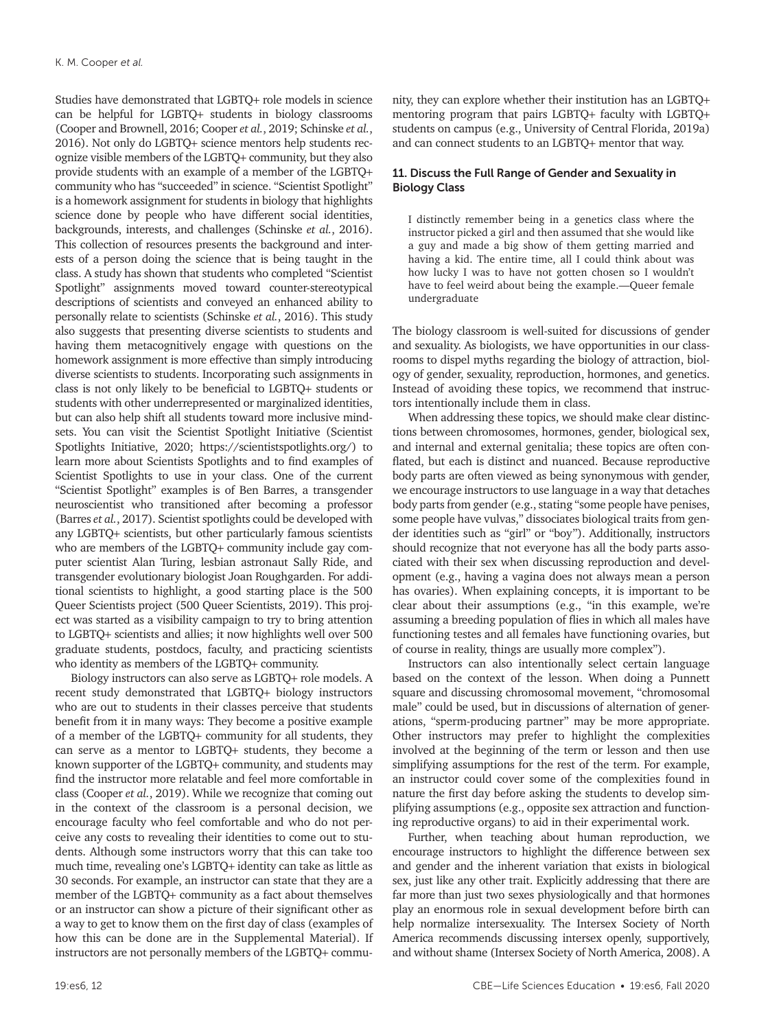Studies have demonstrated that LGBTQ+ role models in science can be helpful for LGBTQ+ students in biology classrooms (Cooper and Brownell, 2016; Cooper *et al.*, 2019; Schinske *et al.*, 2016). Not only do LGBTQ+ science mentors help students recognize visible members of the LGBTQ+ community, but they also provide students with an example of a member of the LGBTQ+ community who has "succeeded" in science. "Scientist Spotlight" is a homework assignment for students in biology that highlights science done by people who have different social identities, backgrounds, interests, and challenges (Schinske *et al.*, 2016). This collection of resources presents the background and interests of a person doing the science that is being taught in the class. A study has shown that students who completed "Scientist Spotlight" assignments moved toward counter-stereotypical descriptions of scientists and conveyed an enhanced ability to personally relate to scientists (Schinske *et al.*, 2016). This study also suggests that presenting diverse scientists to students and having them metacognitively engage with questions on the homework assignment is more effective than simply introducing diverse scientists to students. Incorporating such assignments in class is not only likely to be beneficial to LGBTQ+ students or students with other underrepresented or marginalized identities, but can also help shift all students toward more inclusive mindsets. You can visit the Scientist Spotlight Initiative (Scientist Spotlights Initiative, 2020; https://scientistspotlights.org/) to learn more about Scientists Spotlights and to find examples of Scientist Spotlights to use in your class. One of the current "Scientist Spotlight" examples is of Ben Barres, a transgender neuroscientist who transitioned after becoming a professor (Barres *et al.*, 2017). Scientist spotlights could be developed with any LGBTQ+ scientists, but other particularly famous scientists who are members of the LGBTQ+ community include gay computer scientist Alan Turing, lesbian astronaut Sally Ride, and transgender evolutionary biologist Joan Roughgarden. For additional scientists to highlight, a good starting place is the 500 Queer Scientists project (500 Queer Scientists, 2019). This project was started as a visibility campaign to try to bring attention to LGBTQ+ scientists and allies; it now highlights well over 500 graduate students, postdocs, faculty, and practicing scientists who identity as members of the LGBTQ+ community.

Biology instructors can also serve as LGBTQ+ role models. A recent study demonstrated that LGBTQ+ biology instructors who are out to students in their classes perceive that students benefit from it in many ways: They become a positive example of a member of the LGBTQ+ community for all students, they can serve as a mentor to LGBTQ+ students, they become a known supporter of the LGBTQ+ community, and students may find the instructor more relatable and feel more comfortable in class (Cooper *et al.*, 2019). While we recognize that coming out in the context of the classroom is a personal decision, we encourage faculty who feel comfortable and who do not perceive any costs to revealing their identities to come out to students. Although some instructors worry that this can take too much time, revealing one's LGBTQ+ identity can take as little as 30 seconds. For example, an instructor can state that they are a member of the LGBTQ+ community as a fact about themselves or an instructor can show a picture of their significant other as a way to get to know them on the first day of class (examples of how this can be done are in the Supplemental Material). If instructors are not personally members of the LGBTQ+ community, they can explore whether their institution has an LGBTQ+ mentoring program that pairs LGBTQ+ faculty with LGBTQ+ students on campus (e.g., University of Central Florida, 2019a) and can connect students to an LGBTQ+ mentor that way.

### 11. Discuss the Full Range of Gender and Sexuality in Biology Class

> I distinctly remember being in a genetics class where the instructor picked a girl and then assumed that she would like a guy and made a big show of them getting married and having a kid. The entire time, all I could think about was how lucky I was to have not gotten chosen so I wouldn't have to feel weird about being the example.—Queer female undergraduate

The biology classroom is well-suited for discussions of gender and sexuality. As biologists, we have opportunities in our classrooms to dispel myths regarding the biology of attraction, biology of gender, sexuality, reproduction, hormones, and genetics. Instead of avoiding these topics, we recommend that instructors intentionally include them in class.

When addressing these topics, we should make clear distinctions between chromosomes, hormones, gender, biological sex, and internal and external genitalia; these topics are often conflated, but each is distinct and nuanced. Because reproductive body parts are often viewed as being synonymous with gender, we encourage instructors to use language in a way that detaches body parts from gender (e.g., stating "some people have penises, some people have vulvas," dissociates biological traits from gender identities such as "girl" or "boy"). Additionally, instructors should recognize that not everyone has all the body parts associated with their sex when discussing reproduction and development (e.g., having a vagina does not always mean a person has ovaries). When explaining concepts, it is important to be clear about their assumptions (e.g., "in this example, we're assuming a breeding population of flies in which all males have functioning testes and all females have functioning ovaries, but of course in reality, things are usually more complex").

Instructors can also intentionally select certain language based on the context of the lesson. When doing a Punnett square and discussing chromosomal movement, "chromosomal male" could be used, but in discussions of alternation of generations, "sperm-producing partner" may be more appropriate. Other instructors may prefer to highlight the complexities involved at the beginning of the term or lesson and then use simplifying assumptions for the rest of the term. For example, an instructor could cover some of the complexities found in nature the first day before asking the students to develop simplifying assumptions (e.g., opposite sex attraction and functioning reproductive organs) to aid in their experimental work.

Further, when teaching about human reproduction, we encourage instructors to highlight the difference between sex and gender and the inherent variation that exists in biological sex, just like any other trait. Explicitly addressing that there are far more than just two sexes physiologically and that hormones play an enormous role in sexual development before birth can help normalize intersexuality. The Intersex Society of North America recommends discussing intersex openly, supportively, and without shame (Intersex Society of North America, 2008). A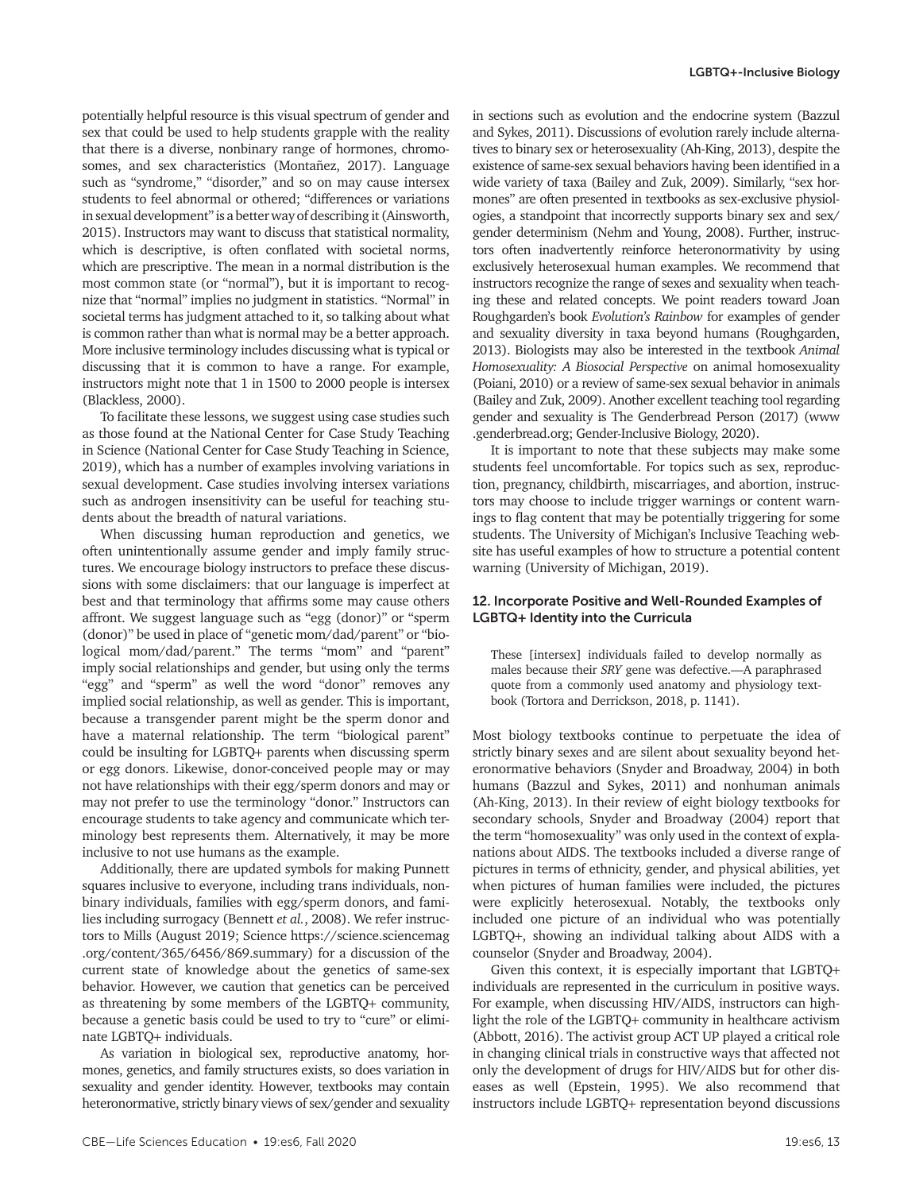potentially helpful resource is this visual spectrum of gender and sex that could be used to help students grapple with the reality that there is a diverse, nonbinary range of hormones, chromosomes, and sex characteristics (Montañez, 2017). Language such as "syndrome," "disorder," and so on may cause intersex students to feel abnormal or othered; "differences or variations in sexual development" is a better way of describing it (Ainsworth, 2015). Instructors may want to discuss that statistical normality, which is descriptive, is often conflated with societal norms, which are prescriptive. The mean in a normal distribution is the most common state (or "normal"), but it is important to recognize that "normal" implies no judgment in statistics. "Normal" in societal terms has judgment attached to it, so talking about what is common rather than what is normal may be a better approach. More inclusive terminology includes discussing what is typical or discussing that it is common to have a range. For example, instructors might note that 1 in 1500 to 2000 people is intersex (Blackless, 2000).

To facilitate these lessons, we suggest using case studies such as those found at the National Center for Case Study Teaching in Science (National Center for Case Study Teaching in Science, 2019), which has a number of examples involving variations in sexual development. Case studies involving intersex variations such as androgen insensitivity can be useful for teaching students about the breadth of natural variations.

When discussing human reproduction and genetics, we often unintentionally assume gender and imply family structures. We encourage biology instructors to preface these discussions with some disclaimers: that our language is imperfect at best and that terminology that affirms some may cause others affront. We suggest language such as "egg (donor)" or "sperm (donor)" be used in place of "genetic mom/dad/parent" or "biological mom/dad/parent." The terms "mom" and "parent" imply social relationships and gender, but using only the terms "egg" and "sperm" as well the word "donor" removes any implied social relationship, as well as gender. This is important, because a transgender parent might be the sperm donor and have a maternal relationship. The term "biological parent" could be insulting for LGBTQ+ parents when discussing sperm or egg donors. Likewise, donor-conceived people may or may not have relationships with their egg/sperm donors and may or may not prefer to use the terminology "donor." Instructors can encourage students to take agency and communicate which terminology best represents them. Alternatively, it may be more inclusive to not use humans as the example.

Additionally, there are updated symbols for making Punnett squares inclusive to everyone, including trans individuals, nonbinary individuals, families with egg/sperm donors, and families including surrogacy (Bennett *et al.*, 2008). We refer instructors to Mills (August 2019; Science https://science.sciencemag.org/content/365/6456/869.summary) for a discussion of the current state of knowledge about the genetics of same-sex behavior. However, we caution that genetics can be perceived as threatening by some members of the LGBTQ+ community, because a genetic basis could be used to try to "cure" or eliminate LGBTQ+ individuals.

As variation in biological sex, reproductive anatomy, hormones, genetics, and family structures exists, so does variation in sexuality and gender identity. However, textbooks may contain heteronormative, strictly binary views of sex/gender and sexuality in sections such as evolution and the endocrine system (Bazzul and Sykes, 2011). Discussions of evolution rarely include alternatives to binary sex or heterosexuality (Ah-King, 2013), despite the existence of same-sex sexual behaviors having been identified in a wide variety of taxa (Bailey and Zuk, 2009). Similarly, "sex hormones" are often presented in textbooks as sex-exclusive physiologies, a standpoint that incorrectly supports binary sex and sex/gender determinism (Nehm and Young, 2008). Further, instructors often inadvertently reinforce heteronormativity by using exclusively heterosexual human examples. We recommend that instructors recognize the range of sexes and sexuality when teaching these and related concepts. We point readers toward Joan Roughgarden's book *Evolution's Rainbow* for examples of gender and sexuality diversity in taxa beyond humans (Roughgarden, 2013). Biologists may also be interested in the textbook *Animal Homosexuality: A Biosocial Perspective* on animal homosexuality (Poiani, 2010) or a review of same-sex sexual behavior in animals (Bailey and Zuk, 2009). Another excellent teaching tool regarding gender and sexuality is The Genderbread Person (2017) (www.genderbread.org; Gender-Inclusive Biology, 2020).

It is important to note that these subjects may make some students feel uncomfortable. For topics such as sex, reproduction, pregnancy, childbirth, miscarriages, and abortion, instructors may choose to include trigger warnings or content warnings to flag content that may be potentially triggering for some students. The University of Michigan's Inclusive Teaching website has useful examples of how to structure a potential content warning (University of Michigan, 2019).

### 12. Incorporate Positive and Well-Rounded Examples of LGBTQ+ Identity into the Curricula

> These [intersex] individuals failed to develop normally as males because their *SRY* gene was defective.—A paraphrased quote from a commonly used anatomy and physiology textbook (Tortora and Derrickson, 2018, p. 1141).

Most biology textbooks continue to perpetuate the idea of strictly binary sexes and are silent about sexuality beyond heteronormative behaviors (Snyder and Broadway, 2004) in both humans (Bazzul and Sykes, 2011) and nonhuman animals (Ah-King, 2013). In their review of eight biology textbooks for secondary schools, Snyder and Broadway (2004) report that the term "homosexuality" was only used in the context of explanations about AIDS. The textbooks included a diverse range of pictures in terms of ethnicity, gender, and physical abilities, yet when pictures of human families were included, the pictures were explicitly heterosexual. Notably, the textbooks only included one picture of an individual who was potentially LGBTQ+, showing an individual talking about AIDS with a counselor (Snyder and Broadway, 2004).

Given this context, it is especially important that LGBTQ+ individuals are represented in the curriculum in positive ways. For example, when discussing HIV/AIDS, instructors can highlight the role of the LGBTQ+ community in healthcare activism (Abbott, 2016). The activist group ACT UP played a critical role in changing clinical trials in constructive ways that affected not only the development of drugs for HIV/AIDS but for other diseases as well (Epstein, 1995). We also recommend that instructors include LGBTQ+ representation beyond discussions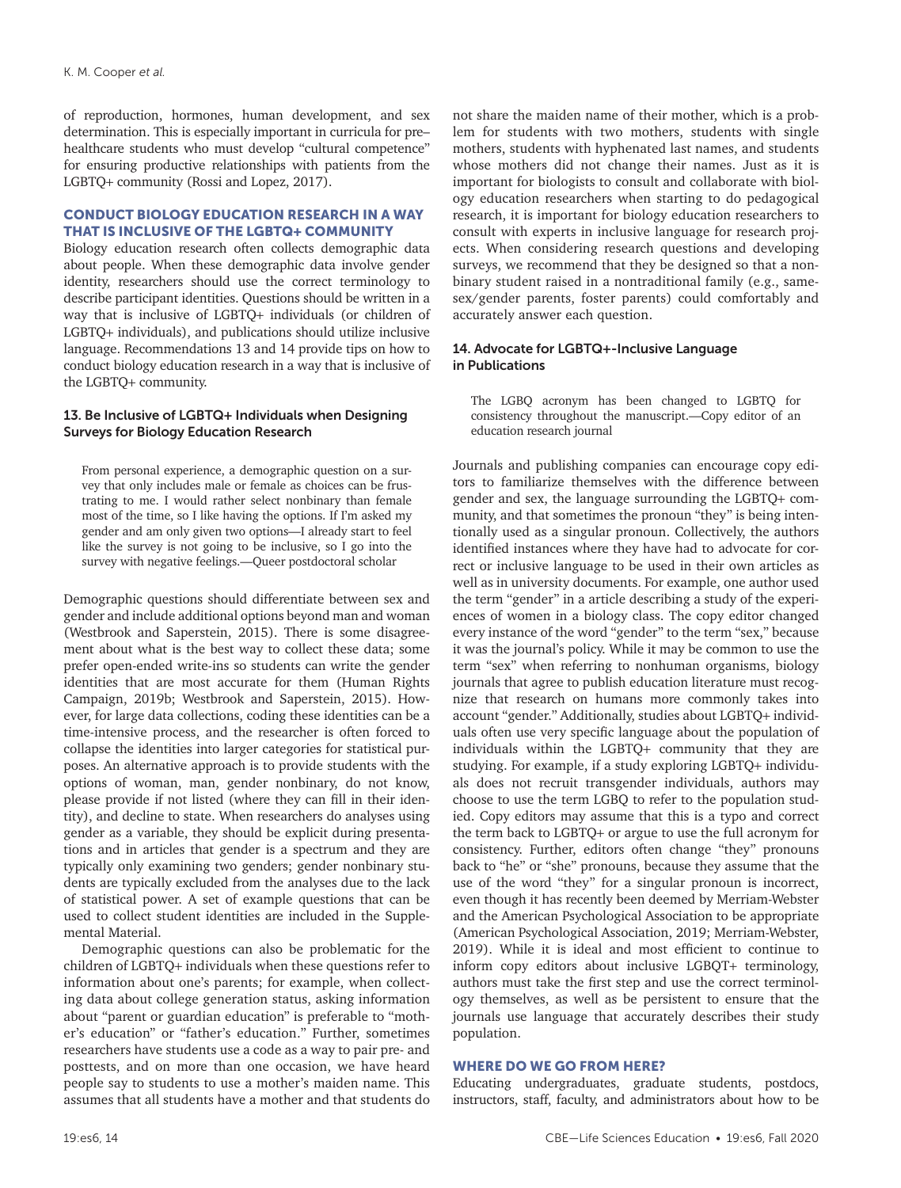of reproduction, hormones, human development, and sex determination. This is especially important in curricula for pre–healthcare students who must develop "cultural competence" for ensuring productive relationships with patients from the LGBTQ+ community (Rossi and Lopez, 2017).

## CONDUCT BIOLOGY EDUCATION RESEARCH IN A WAY THAT IS INCLUSIVE OF THE LGBTQ+ COMMUNITY

Biology education research often collects demographic data about people. When these demographic data involve gender identity, researchers should use the correct terminology to describe participant identities. Questions should be written in a way that is inclusive of LGBTQ+ individuals (or children of LGBTQ+ individuals), and publications should utilize inclusive language. Recommendations 13 and 14 provide tips on how to conduct biology education research in a way that is inclusive of the LGBTQ+ community.

### 13. Be Inclusive of LGBTQ+ Individuals when Designing Surveys for Biology Education Research

> From personal experience, a demographic question on a survey that only includes male or female as choices can be frustrating to me. I would rather select nonbinary than female most of the time, so I like having the options. If I'm asked my gender and am only given two options—I already start to feel like the survey is not going to be inclusive, so I go into the survey with negative feelings.—Queer postdoctoral scholar

Demographic questions should differentiate between sex and gender and include additional options beyond man and woman (Westbrook and Saperstein, 2015). There is some disagreement about what is the best way to collect these data; some prefer open-ended write-ins so students can write the gender identities that are most accurate for them (Human Rights Campaign, 2019b; Westbrook and Saperstein, 2015). However, for large data collections, coding these identities can be a time-intensive process, and the researcher is often forced to collapse the identities into larger categories for statistical purposes. An alternative approach is to provide students with the options of woman, man, gender nonbinary, do not know, please provide if not listed (where they can fill in their identity), and decline to state. When researchers do analyses using gender as a variable, they should be explicit during presentations and in articles that gender is a spectrum and they are typically only examining two genders; gender nonbinary students are typically excluded from the analyses due to the lack of statistical power. A set of example questions that can be used to collect student identities are included in the Supplemental Material.

Demographic questions can also be problematic for the children of LGBTQ+ individuals when these questions refer to information about one's parents; for example, when collecting data about college generation status, asking information about "parent or guardian education" is preferable to "mother's education" or "father's education." Further, sometimes researchers have students use a code as a way to pair pre- and posttests, and on more than one occasion, we have heard people say to students to use a mother's maiden name. This assumes that all students have a mother and that students do not share the maiden name of their mother, which is a problem for students with two mothers, students with single mothers, students with hyphenated last names, and students whose mothers did not change their names. Just as it is important for biologists to consult and collaborate with biology education researchers when starting to do pedagogical research, it is important for biology education researchers to consult with experts in inclusive language for research projects. When considering research questions and developing surveys, we recommend that they be designed so that a nonbinary student raised in a nontraditional family (e.g., same-sex/gender parents, foster parents) could comfortably and accurately answer each question.

### 14. Advocate for LGBTQ+-Inclusive Language in Publications

> The LGBQ acronym has been changed to LGBTQ for consistency throughout the manuscript.—Copy editor of an education research journal

Journals and publishing companies can encourage copy editors to familiarize themselves with the difference between gender and sex, the language surrounding the LGBTQ+ community, and that sometimes the pronoun "they" is being intentionally used as a singular pronoun. Collectively, the authors identified instances where they have had to advocate for correct or inclusive language to be used in their own articles as well as in university documents. For example, one author used the term "gender" in a article describing a study of the experiences of women in a biology class. The copy editor changed every instance of the word "gender" to the term "sex," because it was the journal's policy. While it may be common to use the term "sex" when referring to nonhuman organisms, biology journals that agree to publish education literature must recognize that research on humans more commonly takes into account "gender." Additionally, studies about LGBTQ+ individuals often use very specific language about the population of individuals within the LGBTQ+ community that they are studying. For example, if a study exploring LGBTQ+ individuals does not recruit transgender individuals, authors may choose to use the term LGBQ to refer to the population studied. Copy editors may assume that this is a typo and correct the term back to LGBTQ+ or argue to use the full acronym for consistency. Further, editors often change "they" pronouns back to "he" or "she" pronouns, because they assume that the use of the word "they" for a singular pronoun is incorrect, even though it has recently been deemed by Merriam-Webster and the American Psychological Association to be appropriate (American Psychological Association, 2019; Merriam-Webster, 2019). While it is ideal and most efficient to continue to inform copy editors about inclusive LGBQT+ terminology, authors must take the first step and use the correct terminology themselves, as well as be persistent to ensure that the journals use language that accurately describes their study population.

## WHERE DO WE GO FROM HERE?

Educating undergraduates, graduate students, postdocs, instructors, staff, faculty, and administrators about how to be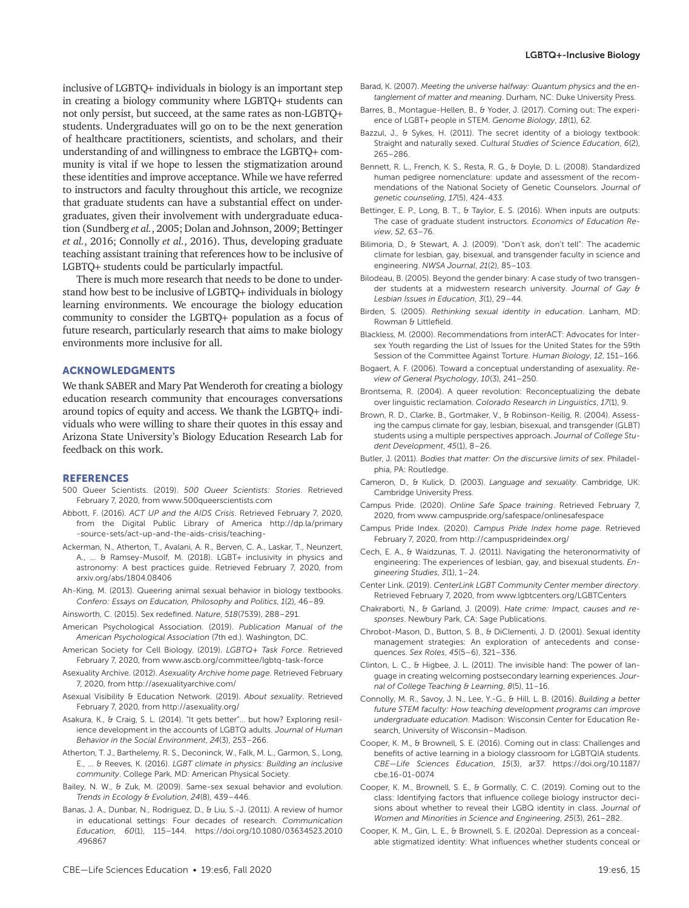inclusive of LGBTQ+ individuals in biology is an important step in creating a biology community where LGBTQ+ students can not only persist, but succeed, at the same rates as non-LGBTQ+ students. Undergraduates will go on to be the next generation of healthcare practitioners, scientists, and scholars, and their understanding of and willingness to embrace the LGBTQ+ community is vital if we hope to lessen the stigmatization around these identities and improve acceptance. While we have referred to instructors and faculty throughout this article, we recognize that graduate students can have a substantial effect on undergraduates, given their involvement with undergraduate education (Sundberg *et al.*, 2005; Dolan and Johnson, 2009; Bettinger *et al.*, 2016; Connolly *et al.*, 2016). Thus, developing graduate teaching assistant training that references how to be inclusive of LGBTQ+ students could be particularly impactful.

There is much more research that needs to be done to understand how best to be inclusive of LGBTQ+ individuals in biology learning environments. We encourage the biology education community to consider the LGBTQ+ population as a focus of future research, particularly research that aims to make biology environments more inclusive for all.

## ACKNOWLEDGMENTS

We thank SABER and Mary Pat Wenderoth for creating a biology education research community that encourages conversations around topics of equity and access. We thank the LGBTQ+ individuals who were willing to share their quotes in this essay and Arizona State University's Biology Education Research Lab for feedback on this work.

## REFERENCES

500 Queer Scientists. (2019). *500 Queer Scientists: Stories*. Retrieved February 7, 2020, from www.500queerscientists.com

Abbott, F. (2016). *ACT UP and the AIDS Crisis*. Retrieved February 7, 2020, from the Digital Public Library of America http://dp.la/primary-source-sets/act-up-and-the-aids-crisis/teaching-

Ackerman, N., Atherton, T., Avalani, A. R., Berven, C. A., Laskar, T., Neunzert, A., ... & Ramsey-Musolf, M. (2018). LGBT+ inclusivity in physics and astronomy: A best practices guide. Retrieved February 7, 2020, from arxiv.org/abs/1804.08406

Ah-King, M. (2013). Queering animal sexual behavior in biology textbooks. *Confero: Essays on Education, Philosophy and Politics*, *1*(2), 46–89.

Ainsworth, C. (2015). Sex redefined. *Nature*, *518*(7539), 288–291.

American Psychological Association. (2019). *Publication Manual of the American Psychological Association* (7th ed.). Washington, DC.

American Society for Cell Biology. (2019). *LGBTQ+ Task Force*. Retrieved February 7, 2020, from www.ascb.org/committee/lgbtq-task-force

Asexuality Archive. (2012). *Asexuality Archive home page*. Retrieved February 7, 2020, from http://asexualityarchive.com/

Asexual Visibility & Education Network. (2019). *About sexuality*. Retrieved February 7, 2020, from http://asexuality.org/

Asakura, K., & Craig, S. L. (2014). "It gets better"... but how? Exploring resilience development in the accounts of LGBTQ adults. *Journal of Human Behavior in the Social Environment*, *24*(3), 253–266.

Atherton, T. J., Barthelemy, R. S., Deconinck, W., Falk, M. L., Garmon, S., Long, E., ... & Reeves, K. (2016). *LGBT climate in physics: Building an inclusive community*. College Park, MD: American Physical Society.

Bailey, N. W., & Zuk, M. (2009). Same-sex sexual behavior and evolution. *Trends in Ecology & Evolution*, *24*(8), 439–446.

Banas, J. A., Dunbar, N., Rodriguez, D., & Liu, S.-J. (2011). A review of humor in educational settings: Four decades of research. *Communication Education*, *60*(1), 115–144. https://doi.org/10.1080/03634523.2010.496867

Barad, K. (2007). *Meeting the universe halfway: Quantum physics and the entanglement of matter and meaning*. Durham, NC: Duke University Press.

Barres, B., Montague-Hellen, B., & Yoder, J. (2017). Coming out: The experience of LGBT+ people in STEM. *Genome Biology*, *18*(1), 62.

Bazzul, J., & Sykes, H. (2011). The secret identity of a biology textbook: Straight and naturally sexed. *Cultural Studies of Science Education*, *6*(2), 265–286.

Bennett, R. L., French, K. S., Resta, R. G., & Doyle, D. L. (2008). Standardized human pedigree nomenclature: update and assessment of the recommendations of the National Society of Genetic Counselors. *Journal of genetic counseling*, *17*(5), 424-433.

Bettinger, E. P., Long, B. T., & Taylor, E. S. (2016). When inputs are outputs: The case of graduate student instructors. *Economics of Education Review*, *52*, 63–76.

Bilimoria, D., & Stewart, A. J. (2009). "Don't ask, don't tell": The academic climate for lesbian, gay, bisexual, and transgender faculty in science and engineering. *NWSA Journal*, *21*(2), 85–103.

Bilodeau, B. (2005). Beyond the gender binary: A case study of two transgender students at a midwestern research university. *Journal of Gay & Lesbian Issues in Education*, *3*(1), 29–44.

Birden, S. (2005). *Rethinking sexual identity in education*. Lanham, MD: Rowman & Littlefield.

Blackless, M. (2000). Recommendations from interACT: Advocates for Intersex Youth regarding the List of Issues for the United States for the 59th Session of the Committee Against Torture. *Human Biology*, *12*, 151–166.

Bogaert, A. F. (2006). Toward a conceptual understanding of asexuality. *Review of General Psychology*, *10*(3), 241–250.

Brontsema, R. (2004). A queer revolution: Reconceptualizing the debate over linguistic reclamation. *Colorado Research in Linguistics*, *17*(1), 9.

Brown, R. D., Clarke, B., Gortmaker, V., & Robinson-Keilig, R. (2004). Assessing the campus climate for gay, lesbian, bisexual, and transgender (GLBT) students using a multiple perspectives approach. *Journal of College Student Development*, *45*(1), 8–26.

Butler, J. (2011). *Bodies that matter: On the discursive limits of sex*. Philadelphia, PA: Routledge.

Cameron, D., & Kulick, D. (2003). *Language and sexuality*. Cambridge, UK: Cambridge University Press.

Campus Pride. (2020). *Online Safe Space training*. Retrieved February 7, 2020, from www.campuspride.org/safespace/onlinesafespace

Campus Pride Index. (2020). *Campus Pride Index home page*. Retrieved February 7, 2020, from http://campusprideindex.org/

Cech, E. A., & Waidzunas, T. J. (2011). Navigating the heteronormativity of engineering: The experiences of lesbian, gay, and bisexual students. *Engineering Studies*, *3*(1), 1–24.

Center Link. (2019). *CenterLink LGBT Community Center member directory*. Retrieved February 7, 2020, from www.lgbtcenters.org/LGBTCenters

Chakraborti, N., & Garland, J. (2009). *Hate crime: Impact, causes and responses*. Newbury Park, CA: Sage Publications.

Chrobot-Mason, D., Button, S. B., & DiClementi, J. D. (2001). Sexual identity management strategies: An exploration of antecedents and consequences. *Sex Roles*, *45*(5–6), 321–336.

Clinton, L. C., & Higbee, J. L. (2011). The invisible hand: The power of language in creating welcoming postsecondary learning experiences. *Journal of College Teaching & Learning*, *8*(5), 11–16.

Connolly, M. R., Savoy, J. N., Lee, Y.-G., & Hill, L. B. (2016). *Building a better future STEM faculty: How teaching development programs can improve undergraduate education*. Madison: Wisconsin Center for Education Research, University of Wisconsin–Madison.

Cooper, K. M., & Brownell, S. E. (2016). Coming out in class: Challenges and benefits of active learning in a biology classroom for LGBTQIA students. *CBE—Life Sciences Education*, *15*(3), ar37. https://doi.org/10.1187/cbe.16-01-0074

Cooper, K. M., Brownell, S. E., & Gormally, C. C. (2019). Coming out to the class: Identifying factors that influence college biology instructor decisions about whether to reveal their LGBQ identity in class. *Journal of Women and Minorities in Science and Engineering*, *25*(3), 261–282.

Cooper, K. M., Gin, L. E., & Brownell, S. E. (2020a). Depression as a concealable stigmatized identity: What influences whether students conceal or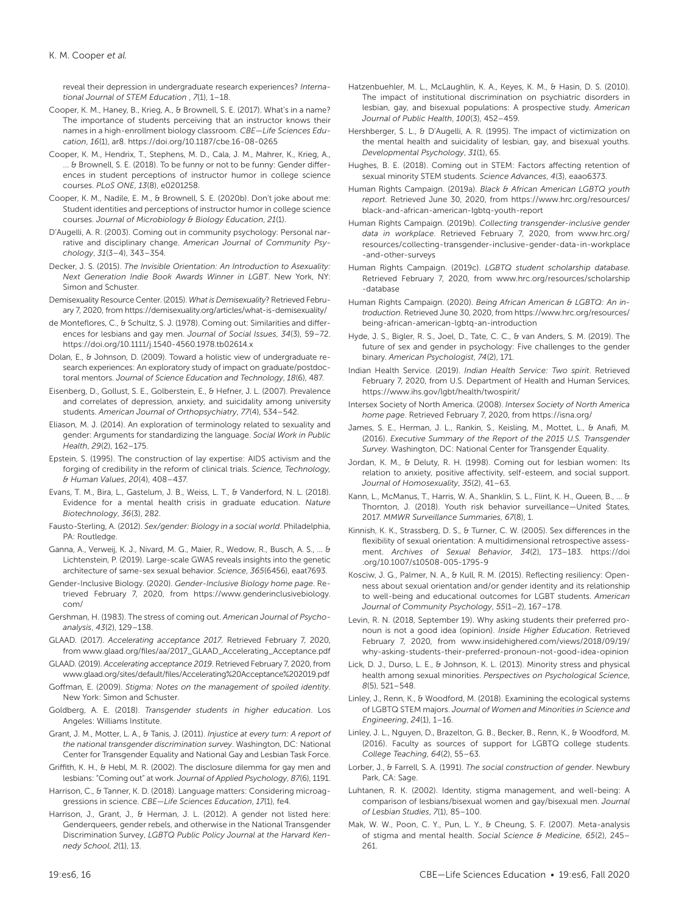reveal their depression in undergraduate research experiences? *International Journal of STEM Education* , *7*(1), 1–18.

Cooper, K. M., Haney, B., Krieg, A., & Brownell, S. E. (2017). What's in a name? The importance of students perceiving that an instructor knows their names in a high-enrollment biology classroom. *CBE—Life Sciences Education*, *16*(1), ar8. https://doi.org/10.1187/cbe.16-08-0265

Cooper, K. M., Hendrix, T., Stephens, M. D., Cala, J. M., Mahrer, K., Krieg, A., ... & Brownell, S. E. (2018). To be funny or not to be funny: Gender differences in student perceptions of instructor humor in college science courses. *PLoS ONE*, *13*(8), e0201258.

Cooper, K. M., Nadile, E. M., & Brownell, S. E. (2020b). Don't joke about me: Student identities and perceptions of instructor humor in college science courses. *Journal of Microbiology & Biology Education*, *21*(1).

D'Augelli, A. R. (2003). Coming out in community psychology: Personal narrative and disciplinary change. *American Journal of Community Psychology*, *31*(3–4), 343–354.

Decker, J. S. (2015). *The Invisible Orientation: An Introduction to Asexuality: Next Generation Indie Book Awards Winner in LGBT*. New York, NY: Simon and Schuster.

Demisexuality Resource Center. (2015). *What is Demisexuality?* Retrieved February 7, 2020, from https://demisexuality.org/articles/what-is-demisexuality/

de Monteflores, C., & Schultz, S. J. (1978). Coming out: Similarities and differences for lesbians and gay men. *Journal of Social Issues*, *34*(3), 59–72. https://doi.org/10.1111/j.1540-4560.1978.tb02614.x

Dolan, E., & Johnson, D. (2009). Toward a holistic view of undergraduate research experiences: An exploratory study of impact on graduate/postdoctoral mentors. *Journal of Science Education and Technology*, *18*(6), 487.

Eisenberg, D., Gollust, S. E., Golberstein, E., & Hefner, J. L. (2007). Prevalence and correlates of depression, anxiety, and suicidality among university students. *American Journal of Orthopsychiatry*, *77*(4), 534–542.

Eliason, M. J. (2014). An exploration of terminology related to sexuality and gender: Arguments for standardizing the language. *Social Work in Public Health*, *29*(2), 162–175.

Epstein, S. (1995). The construction of lay expertise: AIDS activism and the forging of credibility in the reform of clinical trials. *Science, Technology, & Human Values*, *20*(4), 408–437.

Evans, T. M., Bira, L., Gastelum, J. B., Weiss, L. T., & Vanderford, N. L. (2018). Evidence for a mental health crisis in graduate education. *Nature Biotechnology*, *36*(3), 282.

Fausto-Sterling, A. (2012). *Sex/gender: Biology in a social world*. Philadelphia, PA: Routledge.

Ganna, A., Verweij, K. J., Nivard, M. G., Maier, R., Wedow, R., Busch, A. S., ... & Lichtenstein, P. (2019). Large-scale GWAS reveals insights into the genetic architecture of same-sex sexual behavior. *Science*, *365*(6456), eaat7693.

Gender-Inclusive Biology. (2020). *Gender-Inclusive Biology home page*. Retrieved February 7, 2020, from https://www.genderinclusivebiology.com/

Gershman, H. (1983). The stress of coming out. *American Journal of Psychoanalysis*, *43*(2), 129–138.

GLAAD. (2017). *Accelerating acceptance 2017*. Retrieved February 7, 2020, from www.glaad.org/files/aa/2017_GLAAD_Accelerating_Acceptance.pdf

GLAAD. (2019). *Accelerating acceptance 2019*. Retrieved February 7, 2020, from www.glaad.org/sites/default/files/Accelerating%20Acceptance%202019.pdf

Goffman, E. (2009). *Stigma: Notes on the management of spoiled identity*. New York: Simon and Schuster.

Goldberg, A. E. (2018). *Transgender students in higher education*. Los Angeles: Williams Institute.

Grant, J. M., Motter, L. A., & Tanis, J. (2011). *Injustice at every turn: A report of the national transgender discrimination survey*. Washington, DC: National Center for Transgender Equality and National Gay and Lesbian Task Force.

Griffith, K. H., & Hebl, M. R. (2002). The disclosure dilemma for gay men and lesbians: "Coming out" at work. *Journal of Applied Psychology*, *87*(6), 1191.

Harrison, C., & Tanner, K. D. (2018). Language matters: Considering microaggressions in science. *CBE—Life Sciences Education*, *17*(1), fe4.

Harrison, J., Grant, J., & Herman, J. L. (2012). A gender not listed here: Genderqueers, gender rebels, and otherwise in the National Transgender Discrimination Survey, *LGBTQ Public Policy Journal at the Harvard Kennedy School*, *2*(1), 13.

Hatzenbuehler, M. L., McLaughlin, K. A., Keyes, K. M., & Hasin, D. S. (2010). The impact of institutional discrimination on psychiatric disorders in lesbian, gay, and bisexual populations: A prospective study. *American Journal of Public Health*, *100*(3), 452–459.

Hershberger, S. L., & D'Augelli, A. R. (1995). The impact of victimization on the mental health and suicidality of lesbian, gay, and bisexual youths. *Developmental Psychology*, *31*(1), 65.

Hughes, B. E. (2018). Coming out in STEM: Factors affecting retention of sexual minority STEM students. *Science Advances*, *4*(3), eaao6373.

Human Rights Campaign. (2019a). *Black & African American LGBTQ youth report*. Retrieved June 30, 2020, from https://www.hrc.org/resources/black-and-african-american-lgbtq-youth-report

Human Rights Campaign. (2019b). *Collecting transgender-inclusive gender data in workplace*. Retrieved February 7, 2020, from www.hrc.org/resources/collecting-transgender-inclusive-gender-data-in-workplace-and-other-surveys

Human Rights Campaign. (2019c). *LGBTQ student scholarship database*. Retrieved February 7, 2020, from www.hrc.org/resources/scholarship-database

Human Rights Campaign. (2020). *Being African American & LGBTQ: An introduction*. Retrieved June 30, 2020, from https://www.hrc.org/resources/being-african-american-lgbtq-an-introduction

Hyde, J. S., Bigler, R. S., Joel, D., Tate, C. C., & van Anders, S. M. (2019). The future of sex and gender in psychology: Five challenges to the gender binary. *American Psychologist*, *74*(2), 171.

Indian Health Service. (2019). *Indian Health Service: Two spirit*. Retrieved February 7, 2020, from U.S. Department of Health and Human Services, https://www.ihs.gov/lgbt/health/twospirit/

Intersex Society of North America. (2008). *Intersex Society of North America home page*. Retrieved February 7, 2020, from https://isna.org/

James, S. E., Herman, J. L., Rankin, S., Keisling, M., Mottet, L., & Anafi, M. (2016). *Executive Summary of the Report of the 2015 U.S. Transgender Survey*. Washington, DC: National Center for Transgender Equality.

Jordan, K. M., & Deluty, R. H. (1998). Coming out for lesbian women: Its relation to anxiety, positive affectivity, self-esteem, and social support. *Journal of Homosexuality*, *35*(2), 41–63.

Kann, L., McManus, T., Harris, W. A., Shanklin, S. L., Flint, K. H., Queen, B., ... & Thornton, J. (2018). Youth risk behavior surveillance—United States, 2017. *MMWR Surveillance Summaries*, *67*(8), 1.

Kinnish, K. K., Strassberg, D. S., & Turner, C. W. (2005). Sex differences in the flexibility of sexual orientation: A multidimensional retrospective assessment. *Archives of Sexual Behavior*, *34*(2), 173–183. https://doi.org/10.1007/s10508-005-1795-9

Kosciw, J. G., Palmer, N. A., & Kull, R. M. (2015). Reflecting resiliency: Openness about sexual orientation and/or gender identity and its relationship to well-being and educational outcomes for LGBT students. *American Journal of Community Psychology*, *55*(1–2), 167–178.

Levin, R. N. (2018, September 19). Why asking students their preferred pronoun is not a good idea (opinion). *Inside Higher Education*. Retrieved February 7, 2020, from www.insidehighered.com/views/2018/09/19/why-asking-students-their-preferred-pronoun-not-good-idea-opinion

Lick, D. J., Durso, L. E., & Johnson, K. L. (2013). Minority stress and physical health among sexual minorities. *Perspectives on Psychological Science*, *8*(5), 521–548.

Linley, J., Renn, K., & Woodford, M. (2018). Examining the ecological systems of LGBTQ STEM majors. *Journal of Women and Minorities in Science and Engineering*, *24*(1), 1–16.

Linley, J. L., Nguyen, D., Brazelton, G. B., Becker, B., Renn, K., & Woodford, M. (2016). Faculty as sources of support for LGBTQ college students. *College Teaching*, *64*(2), 55–63.

Lorber, J., & Farrell, S. A. (1991). *The social construction of gender*. Newbury Park, CA: Sage.

Luhtanen, R. K. (2002). Identity, stigma management, and well-being: A comparison of lesbians/bisexual women and gay/bisexual men. *Journal of Lesbian Studies*, *7*(1), 85–100.

Mak, W. W., Poon, C. Y., Pun, L. Y., & Cheung, S. F. (2007). Meta-analysis of stigma and mental health. *Social Science & Medicine*, *65*(2), 245–261.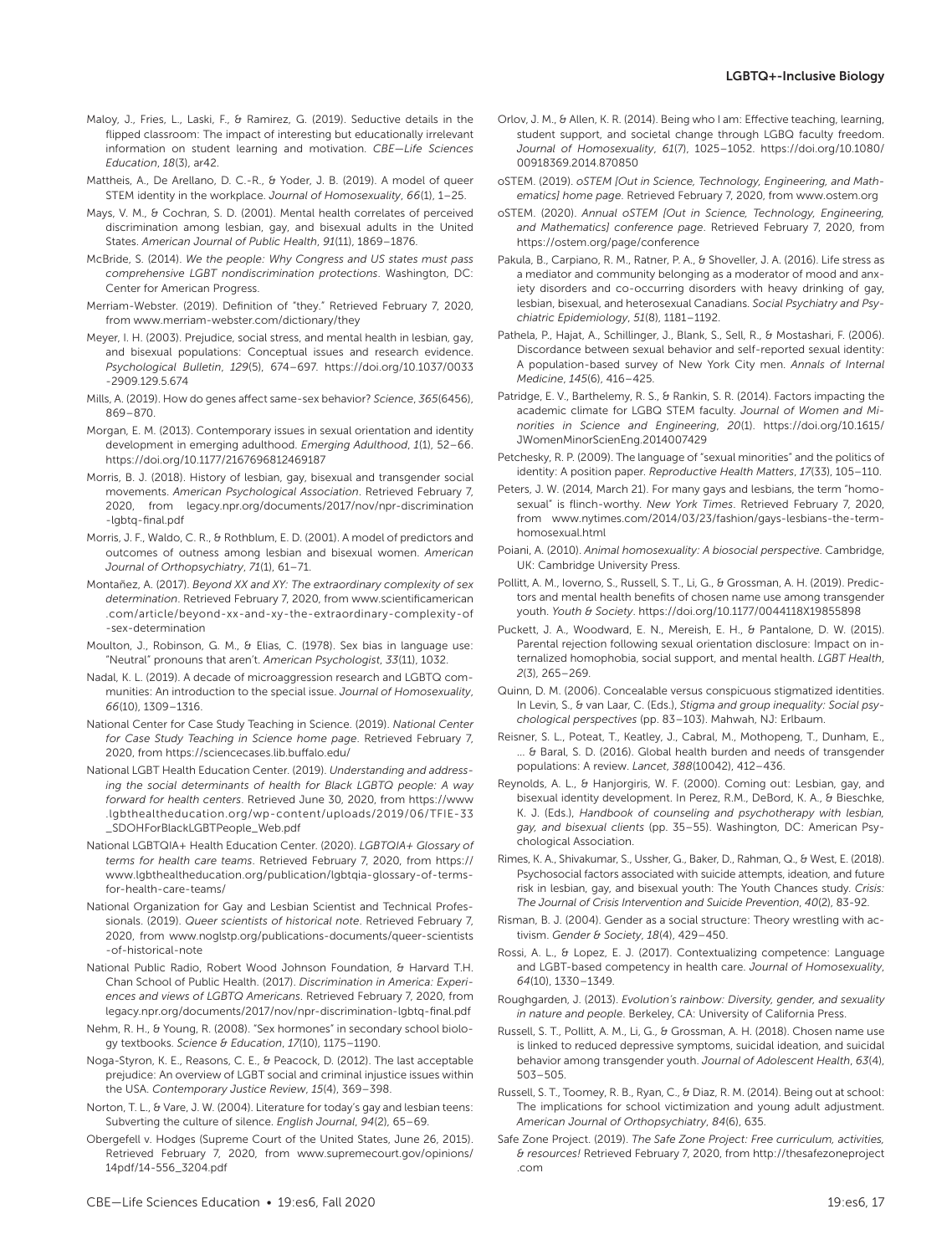Maloy, J., Fries, L., Laski, F., & Ramirez, G. (2019). Seductive details in the flipped classroom: The impact of interesting but educationally irrelevant information on student learning and motivation. *CBE—Life Sciences Education*, *18*(3), ar42.

Mattheis, A., De Arellano, D. C.-R., & Yoder, J. B. (2019). A model of queer STEM identity in the workplace. *Journal of Homosexuality*, *66*(1), 1–25.

Mays, V. M., & Cochran, S. D. (2001). Mental health correlates of perceived discrimination among lesbian, gay, and bisexual adults in the United States. *American Journal of Public Health*, *91*(11), 1869–1876.

McBride, S. (2014). *We the people: Why Congress and US states must pass comprehensive LGBT nondiscrimination protections*. Washington, DC: Center for American Progress.

Merriam-Webster. (2019). Definition of "they." Retrieved February 7, 2020, from www.merriam-webster.com/dictionary/they

Meyer, I. H. (2003). Prejudice, social stress, and mental health in lesbian, gay, and bisexual populations: Conceptual issues and research evidence. *Psychological Bulletin*, *129*(5), 674–697. https://doi.org/10.1037/0033-2909.129.5.674

Mills, A. (2019). How do genes affect same-sex behavior? *Science*, *365*(6456), 869–870.

Morgan, E. M. (2013). Contemporary issues in sexual orientation and identity development in emerging adulthood. *Emerging Adulthood*, *1*(1), 52–66. https://doi.org/10.1177/2167696812469187

Morris, B. J. (2018). History of lesbian, gay, bisexual and transgender social movements. *American Psychological Association*. Retrieved February 7, 2020, from legacy.npr.org/documents/2017/nov/npr-discrimination-lgbtq-final.pdf

Morris, J. F., Waldo, C. R., & Rothblum, E. D. (2001). A model of predictors and outcomes of outness among lesbian and bisexual women. *American Journal of Orthopsychiatry*, *71*(1), 61–71.

Montañez, A. (2017). *Beyond XX and XY: The extraordinary complexity of sex determination*. Retrieved February 7, 2020, from www.scientificamerican.com/article/beyond-xx-and-xy-the-extraordinary-complexity-of-sex-determination

Moulton, J., Robinson, G. M., & Elias, C. (1978). Sex bias in language use: "Neutral" pronouns that aren't. *American Psychologist*, *33*(11), 1032.

Nadal, K. L. (2019). A decade of microaggression research and LGBTQ communities: An introduction to the special issue. *Journal of Homosexuality*, *66*(10), 1309–1316.

National Center for Case Study Teaching in Science. (2019). *National Center for Case Study Teaching in Science home page*. Retrieved February 7, 2020, from https://sciencecases.lib.buffalo.edu/

National LGBT Health Education Center. (2019). *Understanding and addressing the social determinants of health for Black LGBTQ people: A way forward for health centers*. Retrieved June 30, 2020, from https://www.lgbthealtheducation.org/wp-content/uploads/2019/06/TFIE-33_SDOHForBlackLGBTPeople_Web.pdf

National LGBTQIA+ Health Education Center. (2020). *LGBTQIA+ Glossary of terms for health care teams*. Retrieved February 7, 2020, from https://www.lgbthealtheducation.org/publication/lgbtqia-glossary-of-terms-for-health-care-teams/

National Organization for Gay and Lesbian Scientist and Technical Professionals. (2019). *Queer scientists of historical note*. Retrieved February 7, 2020, from www.noglstp.org/publications-documents/queer-scientists-of-historical-note

National Public Radio, Robert Wood Johnson Foundation, & Harvard T.H. Chan School of Public Health. (2017). *Discrimination in America: Experiences and views of LGBTQ Americans*. Retrieved February 7, 2020, from legacy.npr.org/documents/2017/nov/npr-discrimination-lgbtq-final.pdf

Nehm, R. H., & Young, R. (2008). "Sex hormones" in secondary school biology textbooks. *Science & Education*, *17*(10), 1175–1190.

Noga-Styron, K. E., Reasons, C. E., & Peacock, D. (2012). The last acceptable prejudice: An overview of LGBT social and criminal injustice issues within the USA. *Contemporary Justice Review*, *15*(4), 369–398.

Norton, T. L., & Vare, J. W. (2004). Literature for today's gay and lesbian teens: Subverting the culture of silence. *English Journal*, *94*(2), 65–69.

Obergefell v. Hodges (Supreme Court of the United States, June 26, 2015). Retrieved February 7, 2020, from www.supremecourt.gov/opinions/14pdf/14-556_3204.pdf

Orlov, J. M., & Allen, K. R. (2014). Being who I am: Effective teaching, learning, student support, and societal change through LGBQ faculty freedom. *Journal of Homosexuality*, *61*(7), 1025–1052. https://doi.org/10.1080/00918369.2014.870850

oSTEM. (2019). *oSTEM [Out in Science, Technology, Engineering, and Mathematics] home page*. Retrieved February 7, 2020, from www.ostem.org

oSTEM. (2020). *Annual oSTEM [Out in Science, Technology, Engineering, and Mathematics] conference page*. Retrieved February 7, 2020, from https://ostem.org/page/conference

Pakula, B., Carpiano, R. M., Ratner, P. A., & Shoveller, J. A. (2016). Life stress as a mediator and community belonging as a moderator of mood and anxiety disorders and co-occurring disorders with heavy drinking of gay, lesbian, bisexual, and heterosexual Canadians. *Social Psychiatry and Psychiatric Epidemiology*, *51*(8), 1181–1192.

Pathela, P., Hajat, A., Schillinger, J., Blank, S., Sell, R., & Mostashari, F. (2006). Discordance between sexual behavior and self-reported sexual identity: A population-based survey of New York City men. *Annals of Internal Medicine*, *145*(6), 416–425.

Patridge, E. V., Barthelemy, R. S., & Rankin, S. R. (2014). Factors impacting the academic climate for LGBQ STEM faculty. *Journal of Women and Minorities in Science and Engineering*, *20*(1). https://doi.org/10.1615/JWomenMinorScienEng.2014007429

Petchesky, R. P. (2009). The language of "sexual minorities" and the politics of identity: A position paper. *Reproductive Health Matters*, *17*(33), 105–110.

Peters, J. W. (2014, March 21). For many gays and lesbians, the term "homosexual" is flinch-worthy. *New York Times*. Retrieved February 7, 2020, from www.nytimes.com/2014/03/23/fashion/gays-lesbians-the-term-homosexual.html

Poiani, A. (2010). *Animal homosexuality: A biosocial perspective*. Cambridge, UK: Cambridge University Press.

Pollitt, A. M., Ioverno, S., Russell, S. T., Li, G., & Grossman, A. H. (2019). Predictors and mental health benefits of chosen name use among transgender youth. *Youth & Society*. https://doi.org/10.1177/0044118X19855898

Puckett, J. A., Woodward, E. N., Mereish, E. H., & Pantalone, D. W. (2015). Parental rejection following sexual orientation disclosure: Impact on internalized homophobia, social support, and mental health. *LGBT Health*, *2*(3), 265–269.

Quinn, D. M. (2006). Concealable versus conspicuous stigmatized identities. In Levin, S., & van Laar, C. (Eds.), *Stigma and group inequality: Social psychological perspectives* (pp. 83–103). Mahwah, NJ: Erlbaum.

Reisner, S. L., Poteat, T., Keatley, J., Cabral, M., Mothopeng, T., Dunham, E., ... & Baral, S. D. (2016). Global health burden and needs of transgender populations: A review. *Lancet*, *388*(10042), 412–436.

Reynolds, A. L., & Hanjorgiris, W. F. (2000). Coming out: Lesbian, gay, and bisexual identity development. In Perez, R.M., DeBord, K. A., & Bieschke, K. J. (Eds.), *Handbook of counseling and psychotherapy with lesbian, gay, and bisexual clients* (pp. 35–55). Washington, DC: American Psychological Association.

Rimes, K. A., Shivakumar, S., Ussher, G., Baker, D., Rahman, Q., & West, E. (2018). Psychosocial factors associated with suicide attempts, ideation, and future risk in lesbian, gay, and bisexual youth: The Youth Chances study. *Crisis: The Journal of Crisis Intervention and Suicide Prevention*, *40*(2), 83-92.

Risman, B. J. (2004). Gender as a social structure: Theory wrestling with activism. *Gender & Society*, *18*(4), 429–450.

Rossi, A. L., & Lopez, E. J. (2017). Contextualizing competence: Language and LGBT-based competency in health care. *Journal of Homosexuality*, *64*(10), 1330–1349.

Roughgarden, J. (2013). *Evolution's rainbow: Diversity, gender, and sexuality in nature and people*. Berkeley, CA: University of California Press.

Russell, S. T., Pollitt, A. M., Li, G., & Grossman, A. H. (2018). Chosen name use is linked to reduced depressive symptoms, suicidal ideation, and suicidal behavior among transgender youth. *Journal of Adolescent Health*, *63*(4), 503–505.

Russell, S. T., Toomey, R. B., Ryan, C., & Diaz, R. M. (2014). Being out at school: The implications for school victimization and young adult adjustment. *American Journal of Orthopsychiatry*, *84*(6), 635.

Safe Zone Project. (2019). *The Safe Zone Project: Free curriculum, activities, & resources!* Retrieved February 7, 2020, from http://thesafezoneproject.com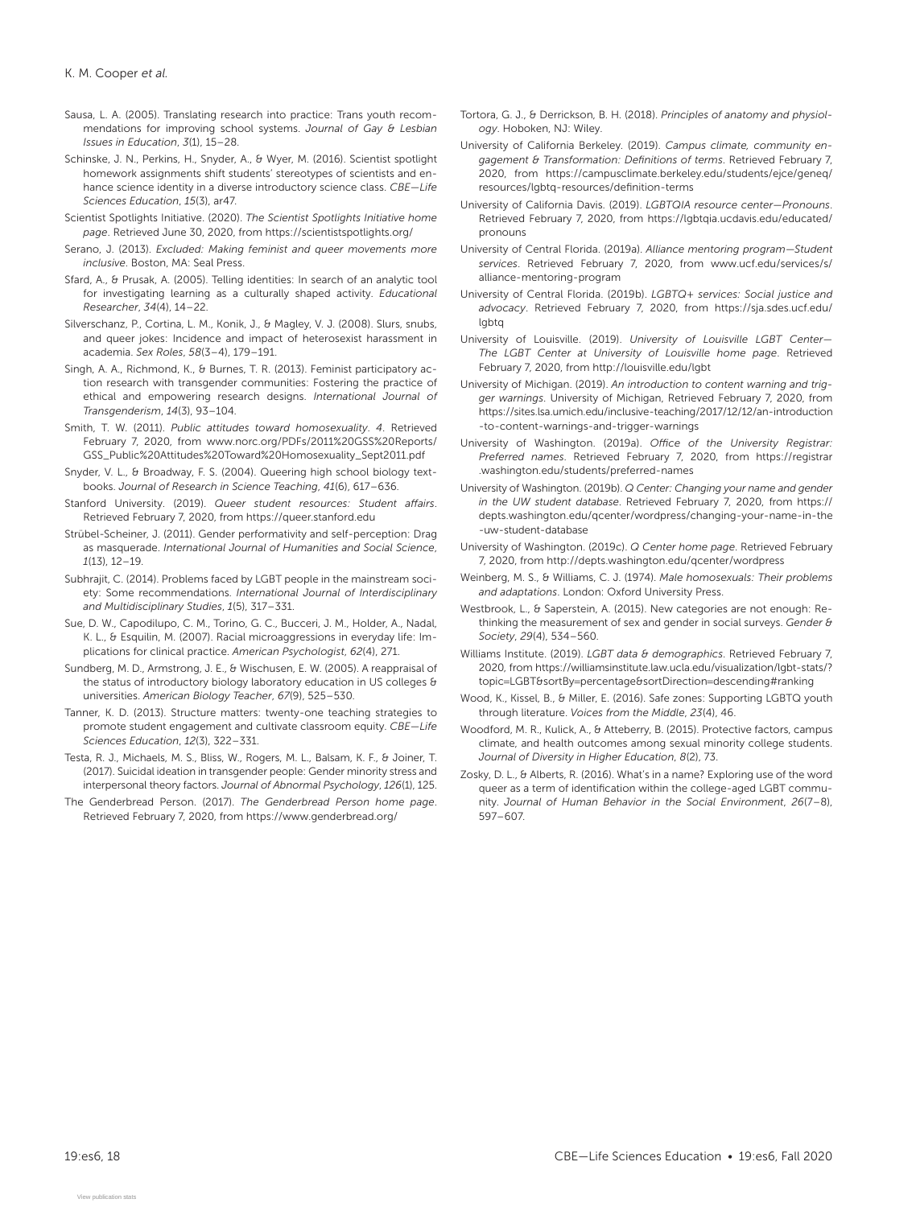Sausa, L. A. (2005). Translating research into practice: Trans youth recommendations for improving school systems. *Journal of Gay & Lesbian Issues in Education*, *3*(1), 15–28.

Schinske, J. N., Perkins, H., Snyder, A., & Wyer, M. (2016). Scientist spotlight homework assignments shift students' stereotypes of scientists and enhance science identity in a diverse introductory science class. *CBE—Life Sciences Education*, *15*(3), ar47.

Scientist Spotlights Initiative. (2020). *The Scientist Spotlights Initiative home page*. Retrieved June 30, 2020, from https://scientistspotlights.org/

Serano, J. (2013). *Excluded: Making feminist and queer movements more inclusive*. Boston, MA: Seal Press.

Sfard, A., & Prusak, A. (2005). Telling identities: In search of an analytic tool for investigating learning as a culturally shaped activity. *Educational Researcher*, *34*(4), 14–22.

Silverschanz, P., Cortina, L. M., Konik, J., & Magley, V. J. (2008). Slurs, snubs, and queer jokes: Incidence and impact of heterosexist harassment in academia. *Sex Roles*, *58*(3–4), 179–191.

Singh, A. A., Richmond, K., & Burnes, T. R. (2013). Feminist participatory action research with transgender communities: Fostering the practice of ethical and empowering research designs. *International Journal of Transgenderism*, *14*(3), 93–104.

Smith, T. W. (2011). *Public attitudes toward homosexuality*. *4*. Retrieved February 7, 2020, from www.norc.org/PDFs/2011%20GSS%20Reports/GSS_Public%20Attitudes%20Toward%20Homosexuality_Sept2011.pdf

Snyder, V. L., & Broadway, F. S. (2004). Queering high school biology textbooks. *Journal of Research in Science Teaching*, *41*(6), 617–636.

Stanford University. (2019). *Queer student resources: Student affairs*. Retrieved February 7, 2020, from https://queer.stanford.edu

Strübel-Scheiner, J. (2011). Gender performativity and self-perception: Drag as masquerade. *International Journal of Humanities and Social Science*, *1*(13), 12–19.

Subhrajit, C. (2014). Problems faced by LGBT people in the mainstream society: Some recommendations. *International Journal of Interdisciplinary and Multidisciplinary Studies*, *1*(5), 317–331.

Sue, D. W., Capodilupo, C. M., Torino, G. C., Bucceri, J. M., Holder, A., Nadal, K. L., & Esquilin, M. (2007). Racial microaggressions in everyday life: Implications for clinical practice. *American Psychologist*, *62*(4), 271.

Sundberg, M. D., Armstrong, J. E., & Wischusen, E. W. (2005). A reappraisal of the status of introductory biology laboratory education in US colleges & universities. *American Biology Teacher*, *67*(9), 525–530.

Tanner, K. D. (2013). Structure matters: twenty-one teaching strategies to promote student engagement and cultivate classroom equity. *CBE—Life Sciences Education*, *12*(3), 322–331.

Testa, R. J., Michaels, M. S., Bliss, W., Rogers, M. L., Balsam, K. F., & Joiner, T. (2017). Suicidal ideation in transgender people: Gender minority stress and interpersonal theory factors. *Journal of Abnormal Psychology*, *126*(1), 125.

The Genderbread Person. (2017). *The Genderbread Person home page*. Retrieved February 7, 2020, from https://www.genderbread.org/

Tortora, G. J., & Derrickson, B. H. (2018). *Principles of anatomy and physiology*. Hoboken, NJ: Wiley.

University of California Berkeley. (2019). *Campus climate, community engagement & Transformation: Definitions of terms*. Retrieved February 7, 2020, from https://campusclimate.berkeley.edu/students/ejce/geneq/resources/lgbtq-resources/definition-terms

University of California Davis. (2019). *LGBTQIA resource center—Pronouns*. Retrieved February 7, 2020, from https://lgbtqia.ucdavis.edu/educated/pronouns

University of Central Florida. (2019a). *Alliance mentoring program—Student services*. Retrieved February 7, 2020, from www.ucf.edu/services/s/alliance-mentoring-program

University of Central Florida. (2019b). *LGBTQ+ services: Social justice and advocacy*. Retrieved February 7, 2020, from https://sja.sdes.ucf.edu/lgbtq

University of Louisville. (2019). *University of Louisville LGBT Center—The LGBT Center at University of Louisville home page*. Retrieved February 7, 2020, from http://louisville.edu/lgbt

University of Michigan. (2019). *An introduction to content warning and trigger warnings*. University of Michigan, Retrieved February 7, 2020, from https://sites.lsa.umich.edu/inclusive-teaching/2017/12/12/an-introduction-to-content-warnings-and-trigger-warnings

University of Washington. (2019a). *Office of the University Registrar: Preferred names*. Retrieved February 7, 2020, from https://registrar.washington.edu/students/preferred-names

University of Washington. (2019b). *Q Center: Changing your name and gender in the UW student database*. Retrieved February 7, 2020, from https://depts.washington.edu/qcenter/wordpress/changing-your-name-in-the-uw-student-database

University of Washington. (2019c). *Q Center home page*. Retrieved February 7, 2020, from http://depts.washington.edu/qcenter/wordpress

Weinberg, M. S., & Williams, C. J. (1974). *Male homosexuals: Their problems and adaptations*. London: Oxford University Press.

Westbrook, L., & Saperstein, A. (2015). New categories are not enough: Rethinking the measurement of sex and gender in social surveys. *Gender & Society*, *29*(4), 534–560.

Williams Institute. (2019). *LGBT data & demographics*. Retrieved February 7, 2020, from https://williamsinstitute.law.ucla.edu/visualization/lgbt-stats/?topic=LGBT&sortBy=percentage&sortDirection=descending#ranking

Wood, K., Kissel, B., & Miller, E. (2016). Safe zones: Supporting LGBTQ youth through literature. *Voices from the Middle*, *23*(4), 46.

Woodford, M. R., Kulick, A., & Atteberry, B. (2015). Protective factors, campus climate, and health outcomes among sexual minority college students. *Journal of Diversity in Higher Education*, *8*(2), 73.

Zosky, D. L., & Alberts, R. (2016). What's in a name? Exploring use of the word queer as a term of identification within the college-aged LGBT community. *Journal of Human Behavior in the Social Environment*, *26*(7–8), 597–607.